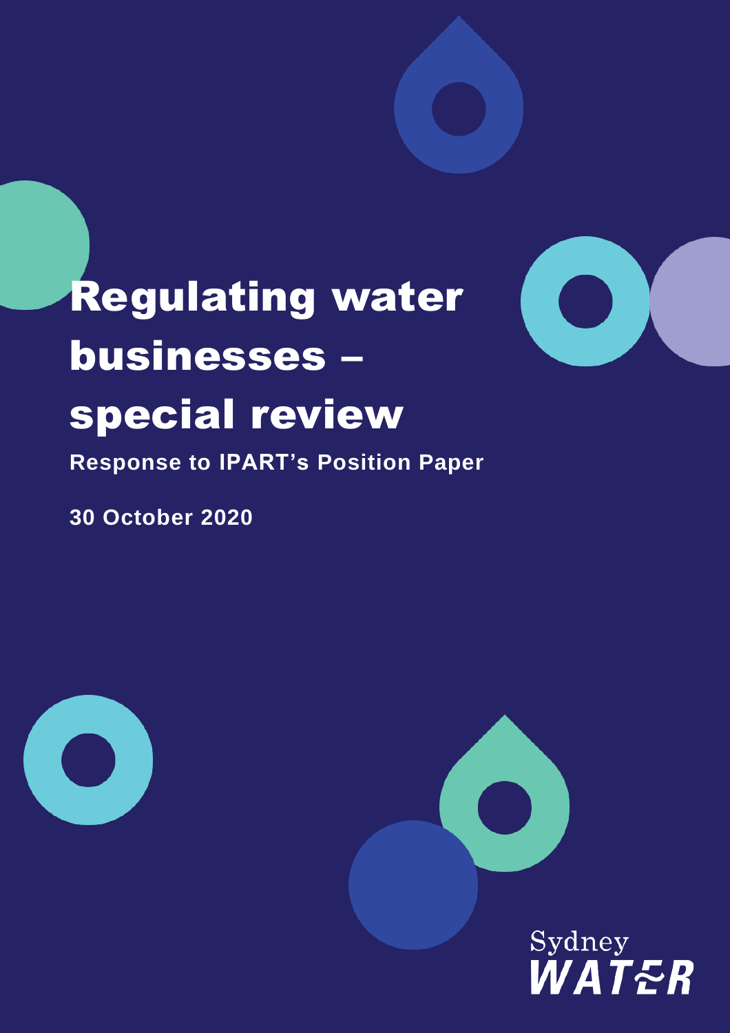# Regulating water businesses – special review

**Response to IPART's Position Paper**

**30 October 2020**

Sydney WATER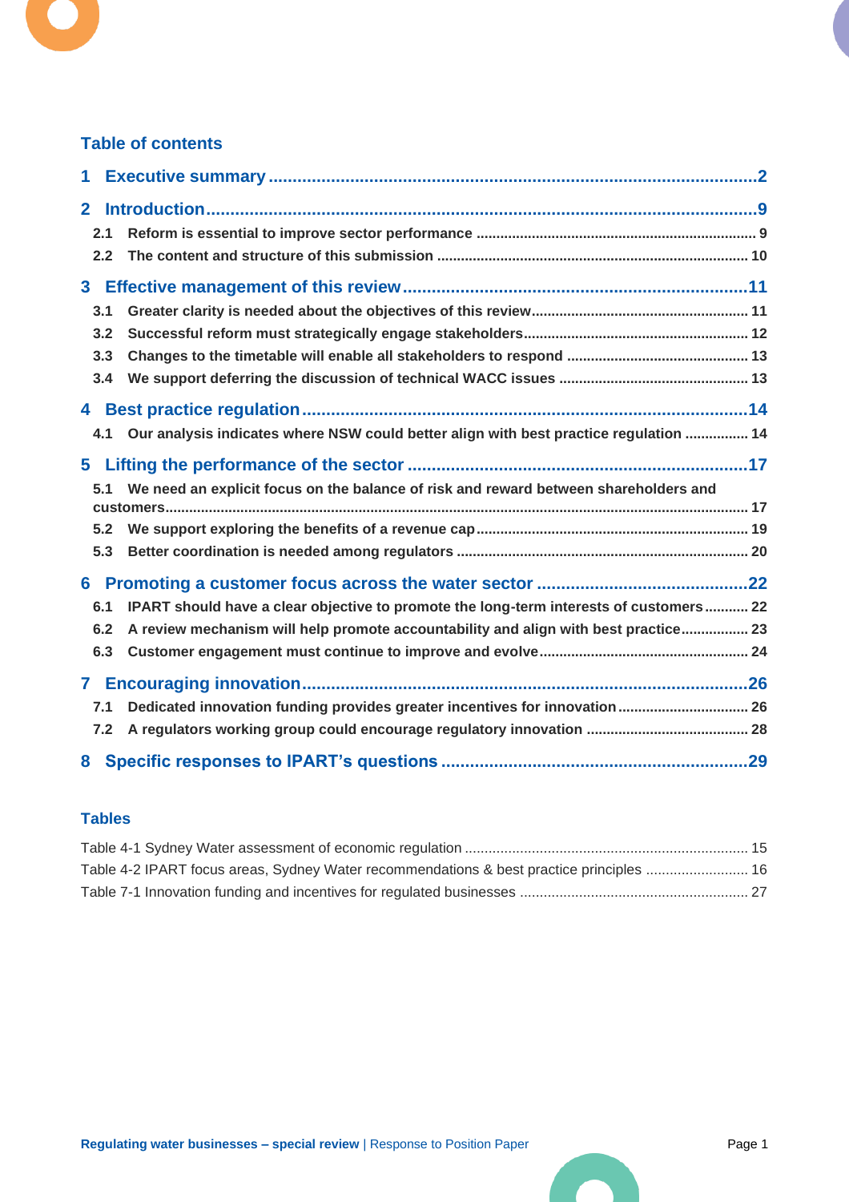## Table of contents

1 Executive summary ..... 2

2 Introduction ..... 9

- 2.1 Reform is essential to improve sector performance ..... 9
- 2.2 The content and structure of this submission ..... 10

3 Effective management of this review ..... 11

- 3.1 Greater clarity is needed about the objectives of this review ..... 11
- 3.2 Successful reform must strategically engage stakeholders ..... 12
- 3.3 Changes to the timetable will enable all stakeholders to respond ..... 13
- 3.4 We support deferring the discussion of technical WACC issues ..... 13

4 Best practice regulation ..... 14

- 4.1 Our analysis indicates where NSW could better align with best practice regulation ..... 14

5 Lifting the performance of the sector ..... 17

- 5.1 We need an explicit focus on the balance of risk and reward between shareholders and customers ..... 17
- 5.2 We support exploring the benefits of a revenue cap ..... 19
- 5.3 Better coordination is needed among regulators ..... 20

6 Promoting a customer focus across the water sector ..... 22

- 6.1 IPART should have a clear objective to promote the long-term interests of customers ..... 22
- 6.2 A review mechanism will help promote accountability and align with best practice ..... 23
- 6.3 Customer engagement must continue to improve and evolve ..... 24

7 Encouraging innovation ..... 26

- 7.1 Dedicated innovation funding provides greater incentives for innovation ..... 26
- 7.2 A regulators working group could encourage regulatory innovation ..... 28

8 Specific responses to IPART's questions ..... 29

## Tables

Table 4-1 Sydney Water assessment of economic regulation ..... 15

Table 4-2 IPART focus areas, Sydney Water recommendations & best practice principles ..... 16

Table 7-1 Innovation funding and incentives for regulated businesses ..... 27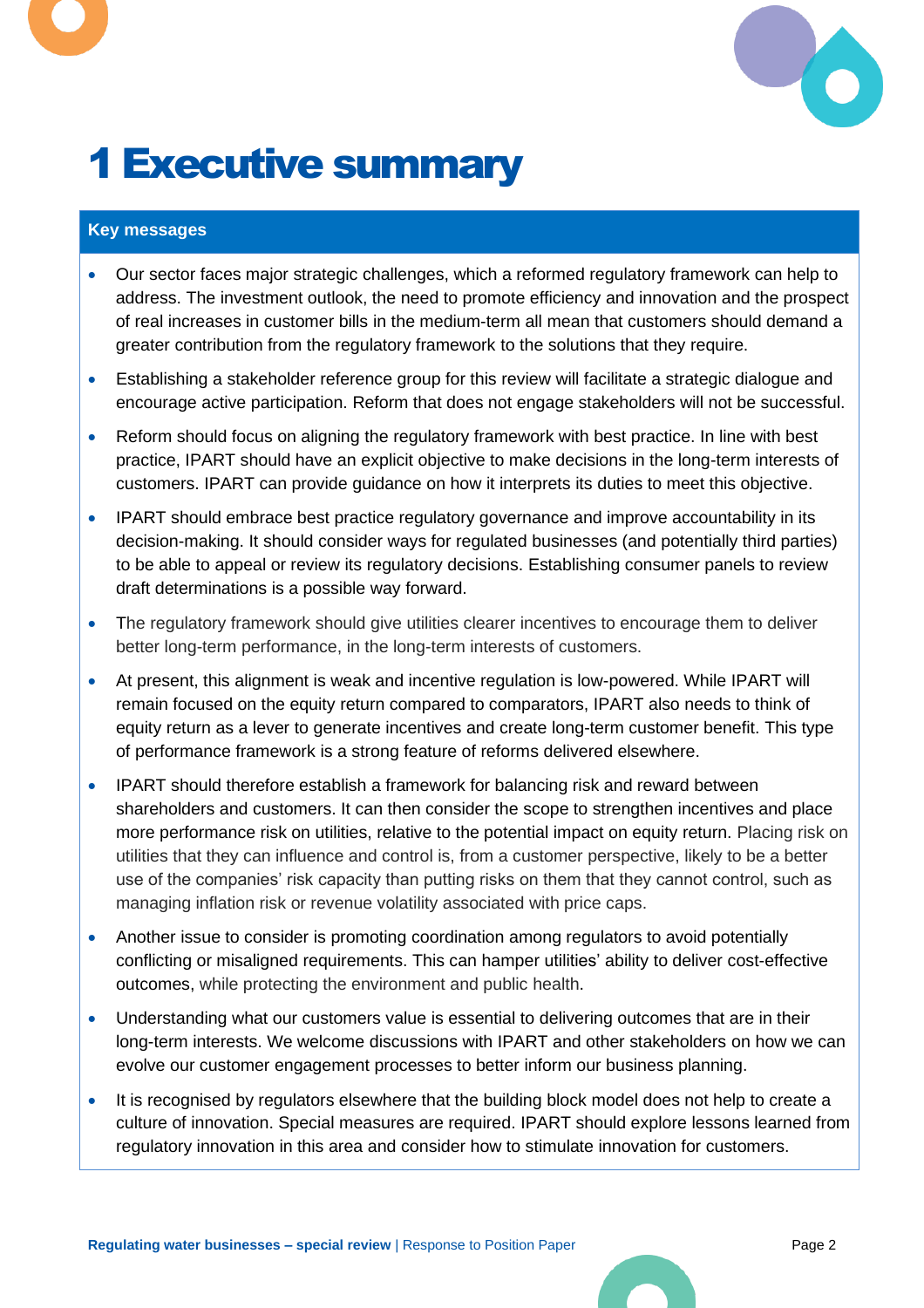# 1 Executive summary

**Key messages**

- Our sector faces major strategic challenges, which a reformed regulatory framework can help to address. The investment outlook, the need to promote efficiency and innovation and the prospect of real increases in customer bills in the medium-term all mean that customers should demand a greater contribution from the regulatory framework to the solutions that they require.
- Establishing a stakeholder reference group for this review will facilitate a strategic dialogue and encourage active participation. Reform that does not engage stakeholders will not be successful.
- Reform should focus on aligning the regulatory framework with best practice. In line with best practice, IPART should have an explicit objective to make decisions in the long-term interests of customers. IPART can provide guidance on how it interprets its duties to meet this objective.
- IPART should embrace best practice regulatory governance and improve accountability in its decision-making. It should consider ways for regulated businesses (and potentially third parties) to be able to appeal or review its regulatory decisions. Establishing consumer panels to review draft determinations is a possible way forward.
- The regulatory framework should give utilities clearer incentives to encourage them to deliver better long-term performance, in the long-term interests of customers.
- At present, this alignment is weak and incentive regulation is low-powered. While IPART will remain focused on the equity return compared to comparators, IPART also needs to think of equity return as a lever to generate incentives and create long-term customer benefit. This type of performance framework is a strong feature of reforms delivered elsewhere.
- IPART should therefore establish a framework for balancing risk and reward between shareholders and customers. It can then consider the scope to strengthen incentives and place more performance risk on utilities, relative to the potential impact on equity return. Placing risk on utilities that they can influence and control is, from a customer perspective, likely to be a better use of the companies' risk capacity than putting risks on them that they cannot control, such as managing inflation risk or revenue volatility associated with price caps.
- Another issue to consider is promoting coordination among regulators to avoid potentially conflicting or misaligned requirements. This can hamper utilities' ability to deliver cost-effective outcomes, while protecting the environment and public health.
- Understanding what our customers value is essential to delivering outcomes that are in their long-term interests. We welcome discussions with IPART and other stakeholders on how we can evolve our customer engagement processes to better inform our business planning.
- It is recognised by regulators elsewhere that the building block model does not help to create a culture of innovation. Special measures are required. IPART should explore lessons learned from regulatory innovation in this area and consider how to stimulate innovation for customers.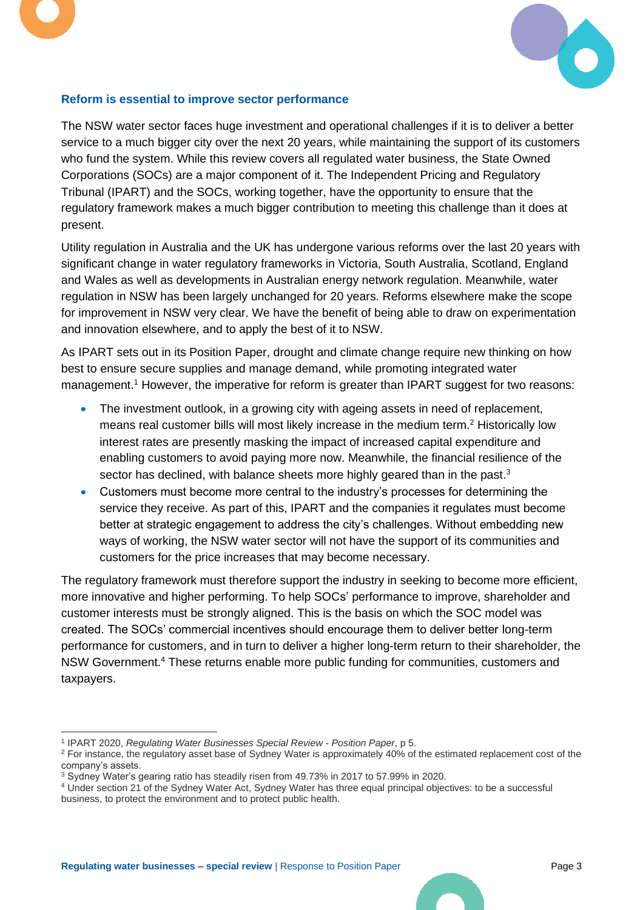## Reform is essential to improve sector performance

The NSW water sector faces huge investment and operational challenges if it is to deliver a better service to a much bigger city over the next 20 years, while maintaining the support of its customers who fund the system. While this review covers all regulated water business, the State Owned Corporations (SOCs) are a major component of it. The Independent Pricing and Regulatory Tribunal (IPART) and the SOCs, working together, have the opportunity to ensure that the regulatory framework makes a much bigger contribution to meeting this challenge than it does at present.

Utility regulation in Australia and the UK has undergone various reforms over the last 20 years with significant change in water regulatory frameworks in Victoria, South Australia, Scotland, England and Wales as well as developments in Australian energy network regulation. Meanwhile, water regulation in NSW has been largely unchanged for 20 years. Reforms elsewhere make the scope for improvement in NSW very clear. We have the benefit of being able to draw on experimentation and innovation elsewhere, and to apply the best of it to NSW.

As IPART sets out in its Position Paper, drought and climate change require new thinking on how best to ensure secure supplies and manage demand, while promoting integrated water management.[1] However, the imperative for reform is greater than IPART suggest for two reasons:

- The investment outlook, in a growing city with ageing assets in need of replacement, means real customer bills will most likely increase in the medium term.[2] Historically low interest rates are presently masking the impact of increased capital expenditure and enabling customers to avoid paying more now. Meanwhile, the financial resilience of the sector has declined, with balance sheets more highly geared than in the past.[3]
- Customers must become more central to the industry's processes for determining the service they receive. As part of this, IPART and the companies it regulates must become better at strategic engagement to address the city's challenges. Without embedding new ways of working, the NSW water sector will not have the support of its communities and customers for the price increases that may become necessary.

The regulatory framework must therefore support the industry in seeking to become more efficient, more innovative and higher performing. To help SOCs' performance to improve, shareholder and customer interests must be strongly aligned. This is the basis on which the SOC model was created. The SOCs' commercial incentives should encourage them to deliver better long-term performance for customers, and in turn to deliver a higher long-term return to their shareholder, the NSW Government.[4] These returns enable more public funding for communities, customers and taxpayers.

---

[1] IPART 2020, *Regulating Water Businesses Special Review - Position Paper*, p 5.

[2] For instance, the regulatory asset base of Sydney Water is approximately 40% of the estimated replacement cost of the company's assets.

[3] Sydney Water's gearing ratio has steadily risen from 49.73% in 2017 to 57.99% in 2020.

[4] Under section 21 of the Sydney Water Act, Sydney Water has three equal principal objectives: to be a successful business, to protect the environment and to protect public health.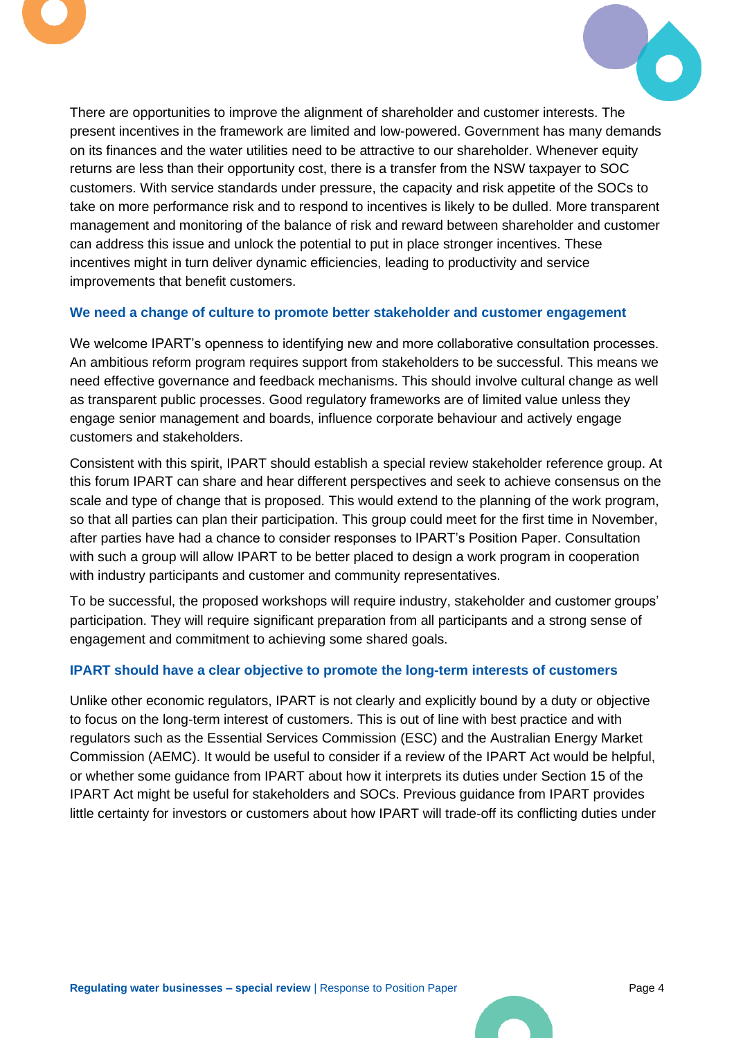There are opportunities to improve the alignment of shareholder and customer interests. The present incentives in the framework are limited and low-powered. Government has many demands on its finances and the water utilities need to be attractive to our shareholder. Whenever equity returns are less than their opportunity cost, there is a transfer from the NSW taxpayer to SOC customers. With service standards under pressure, the capacity and risk appetite of the SOCs to take on more performance risk and to respond to incentives is likely to be dulled. More transparent management and monitoring of the balance of risk and reward between shareholder and customer can address this issue and unlock the potential to put in place stronger incentives. These incentives might in turn deliver dynamic efficiencies, leading to productivity and service improvements that benefit customers.

### We need a change of culture to promote better stakeholder and customer engagement

We welcome IPART's openness to identifying new and more collaborative consultation processes. An ambitious reform program requires support from stakeholders to be successful. This means we need effective governance and feedback mechanisms. This should involve cultural change as well as transparent public processes. Good regulatory frameworks are of limited value unless they engage senior management and boards, influence corporate behaviour and actively engage customers and stakeholders.

Consistent with this spirit, IPART should establish a special review stakeholder reference group. At this forum IPART can share and hear different perspectives and seek to achieve consensus on the scale and type of change that is proposed. This would extend to the planning of the work program, so that all parties can plan their participation. This group could meet for the first time in November, after parties have had a chance to consider responses to IPART's Position Paper. Consultation with such a group will allow IPART to be better placed to design a work program in cooperation with industry participants and customer and community representatives.

To be successful, the proposed workshops will require industry, stakeholder and customer groups' participation. They will require significant preparation from all participants and a strong sense of engagement and commitment to achieving some shared goals.

### IPART should have a clear objective to promote the long-term interests of customers

Unlike other economic regulators, IPART is not clearly and explicitly bound by a duty or objective to focus on the long-term interest of customers. This is out of line with best practice and with regulators such as the Essential Services Commission (ESC) and the Australian Energy Market Commission (AEMC). It would be useful to consider if a review of the IPART Act would be helpful, or whether some guidance from IPART about how it interprets its duties under Section 15 of the IPART Act might be useful for stakeholders and SOCs. Previous guidance from IPART provides little certainty for investors or customers about how IPART will trade-off its conflicting duties under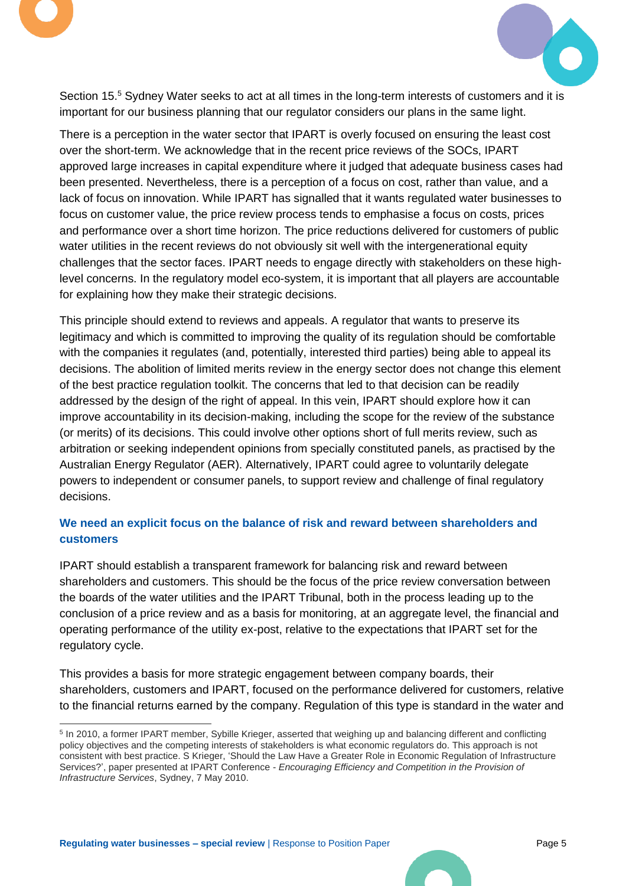Section 15.[5] Sydney Water seeks to act at all times in the long-term interests of customers and it is important for our business planning that our regulator considers our plans in the same light.

There is a perception in the water sector that IPART is overly focused on ensuring the least cost over the short-term. We acknowledge that in the recent price reviews of the SOCs, IPART approved large increases in capital expenditure where it judged that adequate business cases had been presented. Nevertheless, there is a perception of a focus on cost, rather than value, and a lack of focus on innovation. While IPART has signalled that it wants regulated water businesses to focus on customer value, the price review process tends to emphasise a focus on costs, prices and performance over a short time horizon. The price reductions delivered for customers of public water utilities in the recent reviews do not obviously sit well with the intergenerational equity challenges that the sector faces. IPART needs to engage directly with stakeholders on these high-level concerns. In the regulatory model eco-system, it is important that all players are accountable for explaining how they make their strategic decisions.

This principle should extend to reviews and appeals. A regulator that wants to preserve its legitimacy and which is committed to improving the quality of its regulation should be comfortable with the companies it regulates (and, potentially, interested third parties) being able to appeal its decisions. The abolition of limited merits review in the energy sector does not change this element of the best practice regulation toolkit. The concerns that led to that decision can be readily addressed by the design of the right of appeal. In this vein, IPART should explore how it can improve accountability in its decision-making, including the scope for the review of the substance (or merits) of its decisions. This could involve other options short of full merits review, such as arbitration or seeking independent opinions from specially constituted panels, as practised by the Australian Energy Regulator (AER). Alternatively, IPART could agree to voluntarily delegate powers to independent or consumer panels, to support review and challenge of final regulatory decisions.

### We need an explicit focus on the balance of risk and reward between shareholders and customers

IPART should establish a transparent framework for balancing risk and reward between shareholders and customers. This should be the focus of the price review conversation between the boards of the water utilities and the IPART Tribunal, both in the process leading up to the conclusion of a price review and as a basis for monitoring, at an aggregate level, the financial and operating performance of the utility ex-post, relative to the expectations that IPART set for the regulatory cycle.

This provides a basis for more strategic engagement between company boards, their shareholders, customers and IPART, focused on the performance delivered for customers, relative to the financial returns earned by the company. Regulation of this type is standard in the water and

---

[5] In 2010, a former IPART member, Sybille Krieger, asserted that weighing up and balancing different and conflicting policy objectives and the competing interests of stakeholders is what economic regulators do. This approach is not consistent with best practice. S Krieger, 'Should the Law Have a Greater Role in Economic Regulation of Infrastructure Services?', paper presented at IPART Conference - *Encouraging Efficiency and Competition in the Provision of Infrastructure Services*, Sydney, 7 May 2010.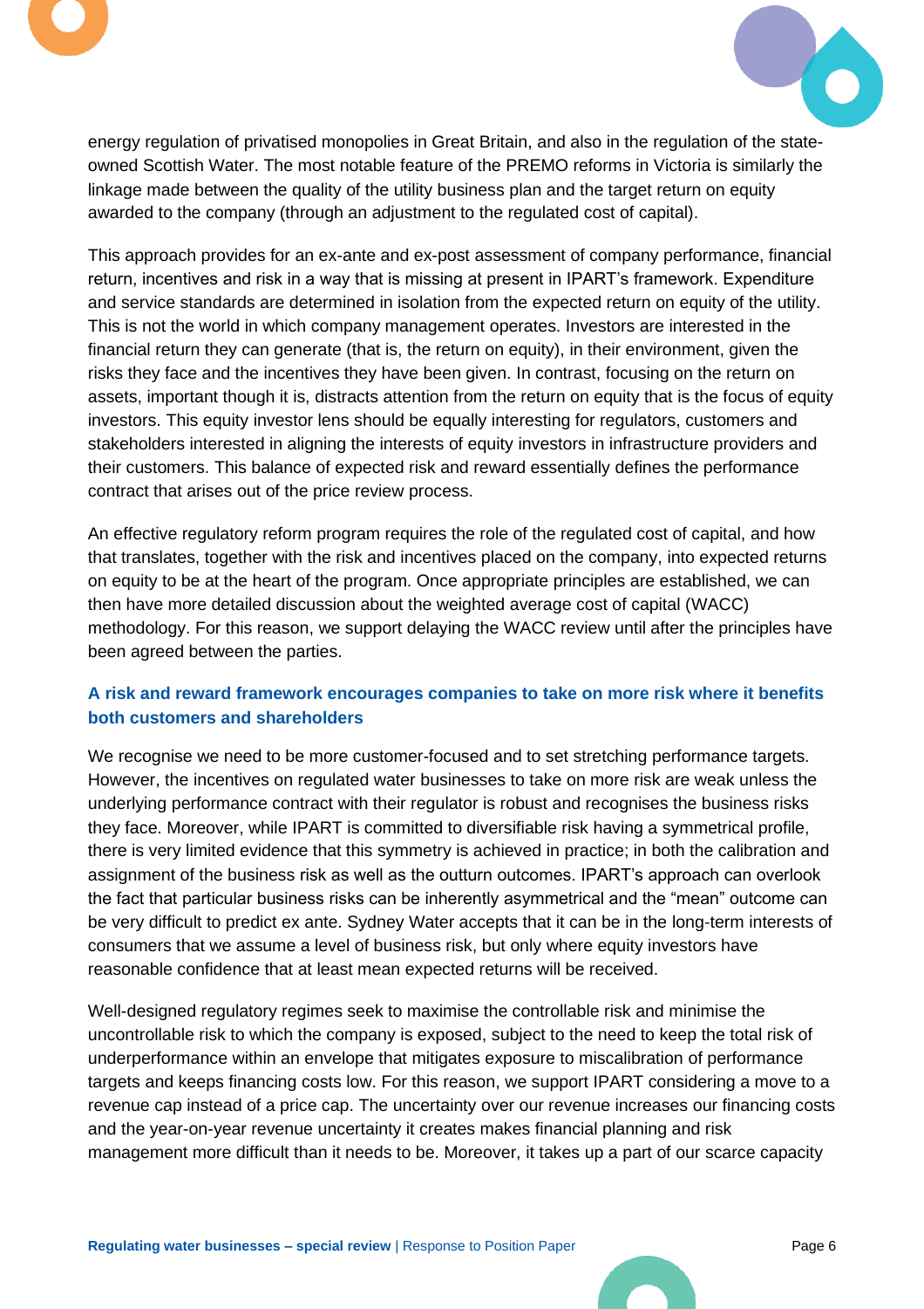energy regulation of privatised monopolies in Great Britain, and also in the regulation of the state-owned Scottish Water. The most notable feature of the PREMO reforms in Victoria is similarly the linkage made between the quality of the utility business plan and the target return on equity awarded to the company (through an adjustment to the regulated cost of capital).

This approach provides for an ex-ante and ex-post assessment of company performance, financial return, incentives and risk in a way that is missing at present in IPART's framework. Expenditure and service standards are determined in isolation from the expected return on equity of the utility. This is not the world in which company management operates. Investors are interested in the financial return they can generate (that is, the return on equity), in their environment, given the risks they face and the incentives they have been given. In contrast, focusing on the return on assets, important though it is, distracts attention from the return on equity that is the focus of equity investors. This equity investor lens should be equally interesting for regulators, customers and stakeholders interested in aligning the interests of equity investors in infrastructure providers and their customers. This balance of expected risk and reward essentially defines the performance contract that arises out of the price review process.

An effective regulatory reform program requires the role of the regulated cost of capital, and how that translates, together with the risk and incentives placed on the company, into expected returns on equity to be at the heart of the program. Once appropriate principles are established, we can then have more detailed discussion about the weighted average cost of capital (WACC) methodology. For this reason, we support delaying the WACC review until after the principles have been agreed between the parties.

### A risk and reward framework encourages companies to take on more risk where it benefits both customers and shareholders

We recognise we need to be more customer-focused and to set stretching performance targets. However, the incentives on regulated water businesses to take on more risk are weak unless the underlying performance contract with their regulator is robust and recognises the business risks they face. Moreover, while IPART is committed to diversifiable risk having a symmetrical profile, there is very limited evidence that this symmetry is achieved in practice; in both the calibration and assignment of the business risk as well as the outturn outcomes. IPART's approach can overlook the fact that particular business risks can be inherently asymmetrical and the "mean" outcome can be very difficult to predict ex ante. Sydney Water accepts that it can be in the long-term interests of consumers that we assume a level of business risk, but only where equity investors have reasonable confidence that at least mean expected returns will be received.

Well-designed regulatory regimes seek to maximise the controllable risk and minimise the uncontrollable risk to which the company is exposed, subject to the need to keep the total risk of underperformance within an envelope that mitigates exposure to miscalibration of performance targets and keeps financing costs low. For this reason, we support IPART considering a move to a revenue cap instead of a price cap. The uncertainty over our revenue increases our financing costs and the year-on-year revenue uncertainty it creates makes financial planning and risk management more difficult than it needs to be. Moreover, it takes up a part of our scarce capacity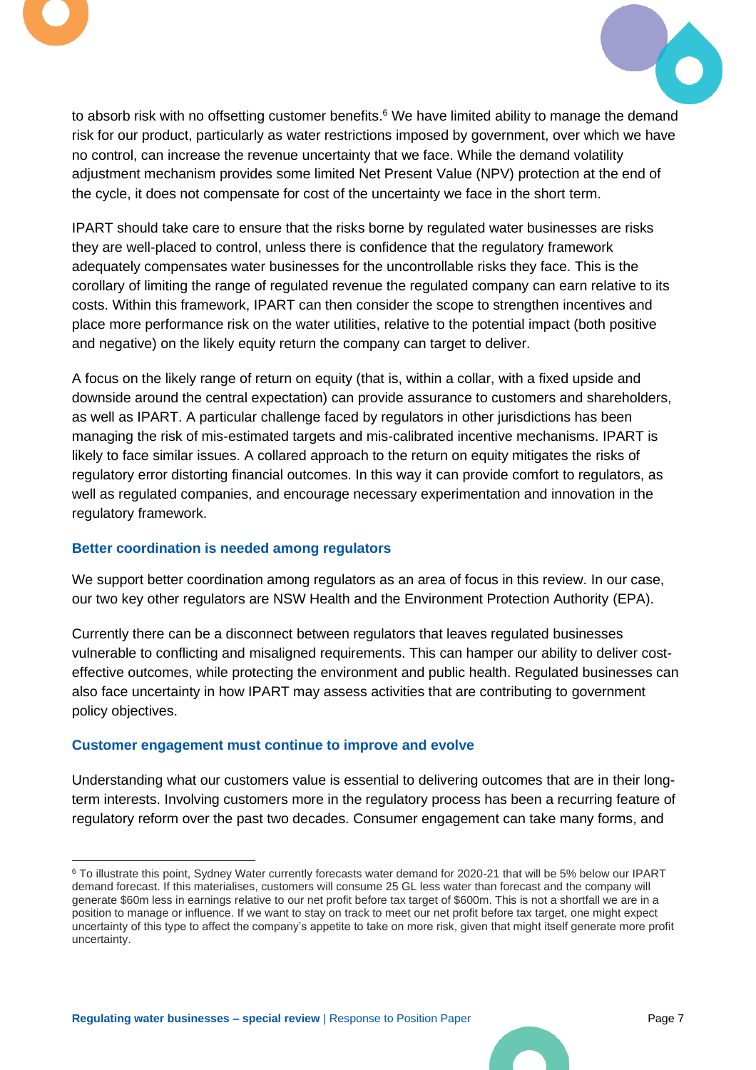to absorb risk with no offsetting customer benefits.[6] We have limited ability to manage the demand risk for our product, particularly as water restrictions imposed by government, over which we have no control, can increase the revenue uncertainty that we face. While the demand volatility adjustment mechanism provides some limited Net Present Value (NPV) protection at the end of the cycle, it does not compensate for cost of the uncertainty we face in the short term.

IPART should take care to ensure that the risks borne by regulated water businesses are risks they are well-placed to control, unless there is confidence that the regulatory framework adequately compensates water businesses for the uncontrollable risks they face. This is the corollary of limiting the range of regulated revenue the regulated company can earn relative to its costs. Within this framework, IPART can then consider the scope to strengthen incentives and place more performance risk on the water utilities, relative to the potential impact (both positive and negative) on the likely equity return the company can target to deliver.

A focus on the likely range of return on equity (that is, within a collar, with a fixed upside and downside around the central expectation) can provide assurance to customers and shareholders, as well as IPART. A particular challenge faced by regulators in other jurisdictions has been managing the risk of mis-estimated targets and mis-calibrated incentive mechanisms. IPART is likely to face similar issues. A collared approach to the return on equity mitigates the risks of regulatory error distorting financial outcomes. In this way it can provide comfort to regulators, as well as regulated companies, and encourage necessary experimentation and innovation in the regulatory framework.

### Better coordination is needed among regulators

We support better coordination among regulators as an area of focus in this review. In our case, our two key other regulators are NSW Health and the Environment Protection Authority (EPA).

Currently there can be a disconnect between regulators that leaves regulated businesses vulnerable to conflicting and misaligned requirements. This can hamper our ability to deliver cost-effective outcomes, while protecting the environment and public health. Regulated businesses can also face uncertainty in how IPART may assess activities that are contributing to government policy objectives.

### Customer engagement must continue to improve and evolve

Understanding what our customers value is essential to delivering outcomes that are in their long-term interests. Involving customers more in the regulatory process has been a recurring feature of regulatory reform over the past two decades. Consumer engagement can take many forms, and

[6] To illustrate this point, Sydney Water currently forecasts water demand for 2020-21 that will be 5% below our IPART demand forecast. If this materialises, customers will consume 25 GL less water than forecast and the company will generate $60m less in earnings relative to our net profit before tax target of $600m. This is not a shortfall we are in a position to manage or influence. If we want to stay on track to meet our net profit before tax target, one might expect uncertainty of this type to affect the company's appetite to take on more risk, given that might itself generate more profit uncertainty.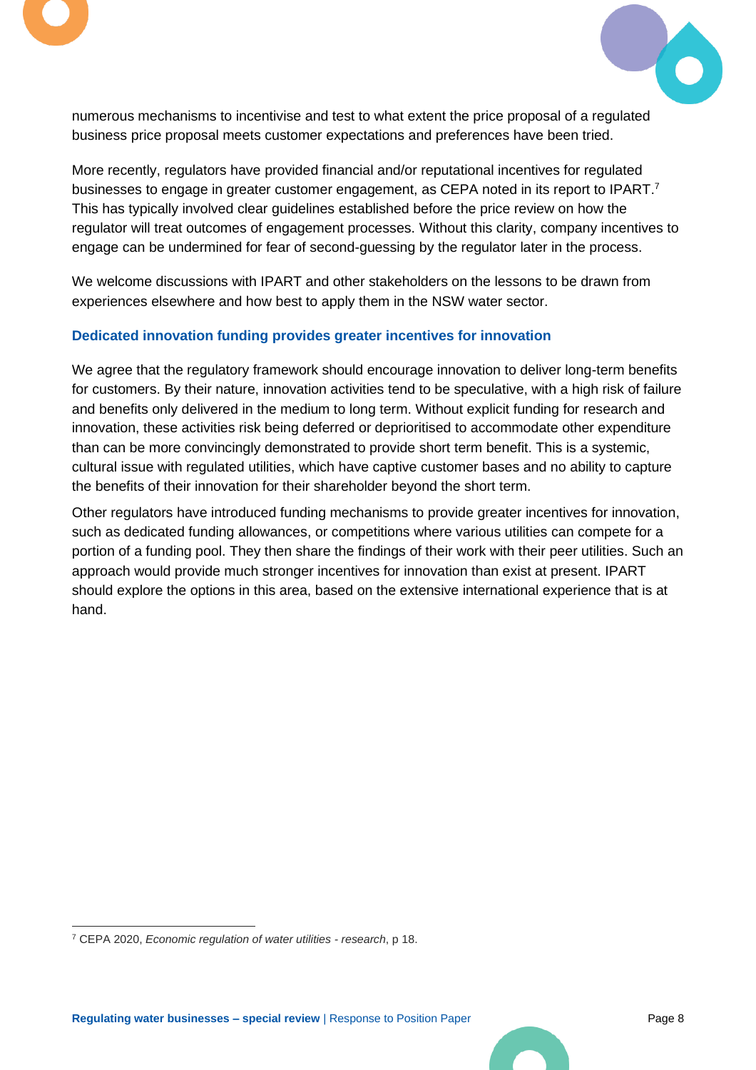numerous mechanisms to incentivise and test to what extent the price proposal of a regulated business price proposal meets customer expectations and preferences have been tried.

More recently, regulators have provided financial and/or reputational incentives for regulated businesses to engage in greater customer engagement, as CEPA noted in its report to IPART.[7] This has typically involved clear guidelines established before the price review on how the regulator will treat outcomes of engagement processes. Without this clarity, company incentives to engage can be undermined for fear of second-guessing by the regulator later in the process.

We welcome discussions with IPART and other stakeholders on the lessons to be drawn from experiences elsewhere and how best to apply them in the NSW water sector.

### Dedicated innovation funding provides greater incentives for innovation

We agree that the regulatory framework should encourage innovation to deliver long-term benefits for customers. By their nature, innovation activities tend to be speculative, with a high risk of failure and benefits only delivered in the medium to long term. Without explicit funding for research and innovation, these activities risk being deferred or deprioritised to accommodate other expenditure than can be more convincingly demonstrated to provide short term benefit. This is a systemic, cultural issue with regulated utilities, which have captive customer bases and no ability to capture the benefits of their innovation for their shareholder beyond the short term.

Other regulators have introduced funding mechanisms to provide greater incentives for innovation, such as dedicated funding allowances, or competitions where various utilities can compete for a portion of a funding pool. They then share the findings of their work with their peer utilities. Such an approach would provide much stronger incentives for innovation than exist at present. IPART should explore the options in this area, based on the extensive international experience that is at hand.

[7] CEPA 2020, *Economic regulation of water utilities - research*, p 18.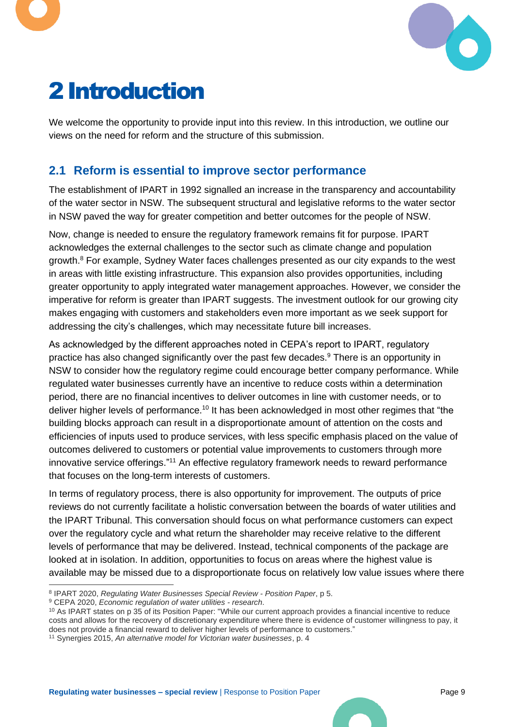# 2 Introduction

We welcome the opportunity to provide input into this review. In this introduction, we outline our views on the need for reform and the structure of this submission.

## 2.1 Reform is essential to improve sector performance

The establishment of IPART in 1992 signalled an increase in the transparency and accountability of the water sector in NSW. The subsequent structural and legislative reforms to the water sector in NSW paved the way for greater competition and better outcomes for the people of NSW.

Now, change is needed to ensure the regulatory framework remains fit for purpose. IPART acknowledges the external challenges to the sector such as climate change and population growth.[8] For example, Sydney Water faces challenges presented as our city expands to the west in areas with little existing infrastructure. This expansion also provides opportunities, including greater opportunity to apply integrated water management approaches. However, we consider the imperative for reform is greater than IPART suggests. The investment outlook for our growing city makes engaging with customers and stakeholders even more important as we seek support for addressing the city's challenges, which may necessitate future bill increases.

As acknowledged by the different approaches noted in CEPA's report to IPART, regulatory practice has also changed significantly over the past few decades.[9] There is an opportunity in NSW to consider how the regulatory regime could encourage better company performance. While regulated water businesses currently have an incentive to reduce costs within a determination period, there are no financial incentives to deliver outcomes in line with customer needs, or to deliver higher levels of performance.[10] It has been acknowledged in most other regimes that "the building blocks approach can result in a disproportionate amount of attention on the costs and efficiencies of inputs used to produce services, with less specific emphasis placed on the value of outcomes delivered to customers or potential value improvements to customers through more innovative service offerings."[11] An effective regulatory framework needs to reward performance that focuses on the long-term interests of customers.

In terms of regulatory process, there is also opportunity for improvement. The outputs of price reviews do not currently facilitate a holistic conversation between the boards of water utilities and the IPART Tribunal. This conversation should focus on what performance customers can expect over the regulatory cycle and what return the shareholder may receive relative to the different levels of performance that may be delivered. Instead, technical components of the package are looked at in isolation. In addition, opportunities to focus on areas where the highest value is available may be missed due to a disproportionate focus on relatively low value issues where there

---

[8] IPART 2020, *Regulating Water Businesses Special Review - Position Paper*, p 5.

[9] CEPA 2020, *Economic regulation of water utilities - research*.

[10] As IPART states on p 35 of its Position Paper: "While our current approach provides a financial incentive to reduce costs and allows for the recovery of discretionary expenditure where there is evidence of customer willingness to pay, it does not provide a financial reward to deliver higher levels of performance to customers."

[11] Synergies 2015, *An alternative model for Victorian water businesses*, p. 4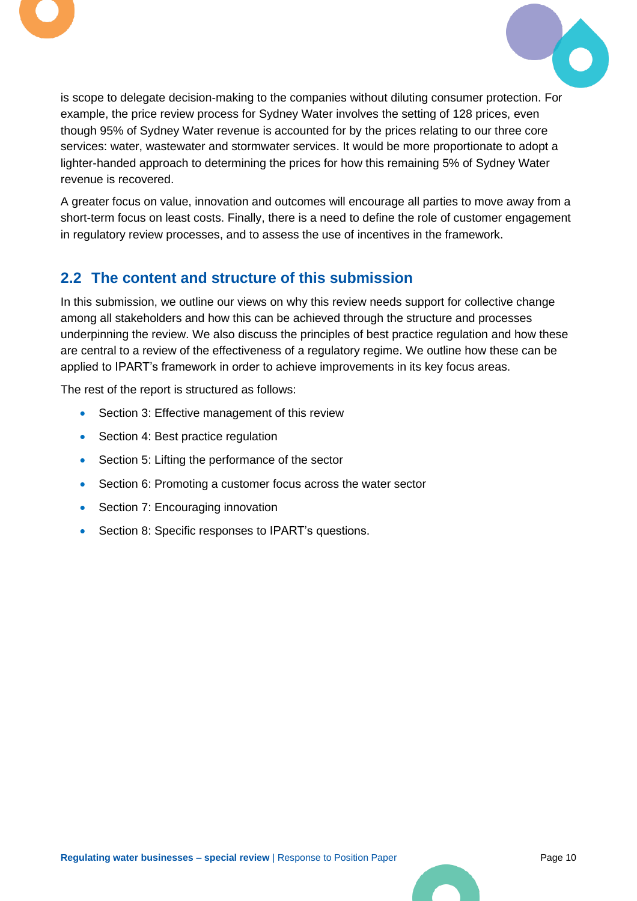is scope to delegate decision-making to the companies without diluting consumer protection. For example, the price review process for Sydney Water involves the setting of 128 prices, even though 95% of Sydney Water revenue is accounted for by the prices relating to our three core services: water, wastewater and stormwater services. It would be more proportionate to adopt a lighter-handed approach to determining the prices for how this remaining 5% of Sydney Water revenue is recovered.

A greater focus on value, innovation and outcomes will encourage all parties to move away from a short-term focus on least costs. Finally, there is a need to define the role of customer engagement in regulatory review processes, and to assess the use of incentives in the framework.

## 2.2 The content and structure of this submission

In this submission, we outline our views on why this review needs support for collective change among all stakeholders and how this can be achieved through the structure and processes underpinning the review. We also discuss the principles of best practice regulation and how these are central to a review of the effectiveness of a regulatory regime. We outline how these can be applied to IPART's framework in order to achieve improvements in its key focus areas.

The rest of the report is structured as follows:

- Section 3: Effective management of this review
- Section 4: Best practice regulation
- Section 5: Lifting the performance of the sector
- Section 6: Promoting a customer focus across the water sector
- Section 7: Encouraging innovation
- Section 8: Specific responses to IPART's questions.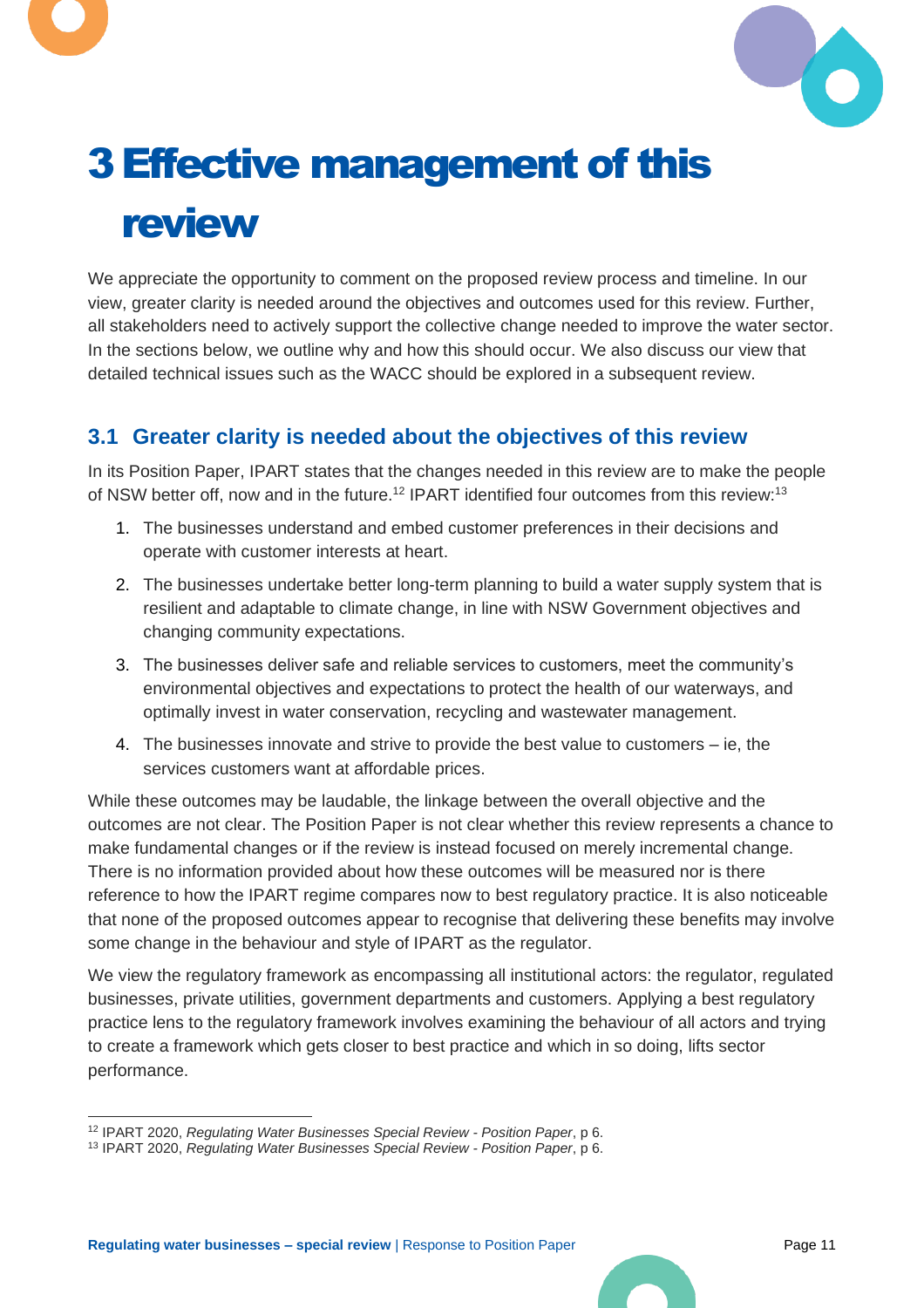# 3 Effective management of this review

We appreciate the opportunity to comment on the proposed review process and timeline. In our view, greater clarity is needed around the objectives and outcomes used for this review. Further, all stakeholders need to actively support the collective change needed to improve the water sector. In the sections below, we outline why and how this should occur. We also discuss our view that detailed technical issues such as the WACC should be explored in a subsequent review.

## 3.1 Greater clarity is needed about the objectives of this review

In its Position Paper, IPART states that the changes needed in this review are to make the people of NSW better off, now and in the future.[12] IPART identified four outcomes from this review:[13]

1. The businesses understand and embed customer preferences in their decisions and operate with customer interests at heart.
2. The businesses undertake better long-term planning to build a water supply system that is resilient and adaptable to climate change, in line with NSW Government objectives and changing community expectations.
3. The businesses deliver safe and reliable services to customers, meet the community's environmental objectives and expectations to protect the health of our waterways, and optimally invest in water conservation, recycling and wastewater management.
4. The businesses innovate and strive to provide the best value to customers – ie, the services customers want at affordable prices.

While these outcomes may be laudable, the linkage between the overall objective and the outcomes are not clear. The Position Paper is not clear whether this review represents a chance to make fundamental changes or if the review is instead focused on merely incremental change. There is no information provided about how these outcomes will be measured nor is there reference to how the IPART regime compares now to best regulatory practice. It is also noticeable that none of the proposed outcomes appear to recognise that delivering these benefits may involve some change in the behaviour and style of IPART as the regulator.

We view the regulatory framework as encompassing all institutional actors: the regulator, regulated businesses, private utilities, government departments and customers. Applying a best regulatory practice lens to the regulatory framework involves examining the behaviour of all actors and trying to create a framework which gets closer to best practice and which in so doing, lifts sector performance.

---

[12] IPART 2020, *Regulating Water Businesses Special Review - Position Paper*, p 6.
[13] IPART 2020, *Regulating Water Businesses Special Review - Position Paper*, p 6.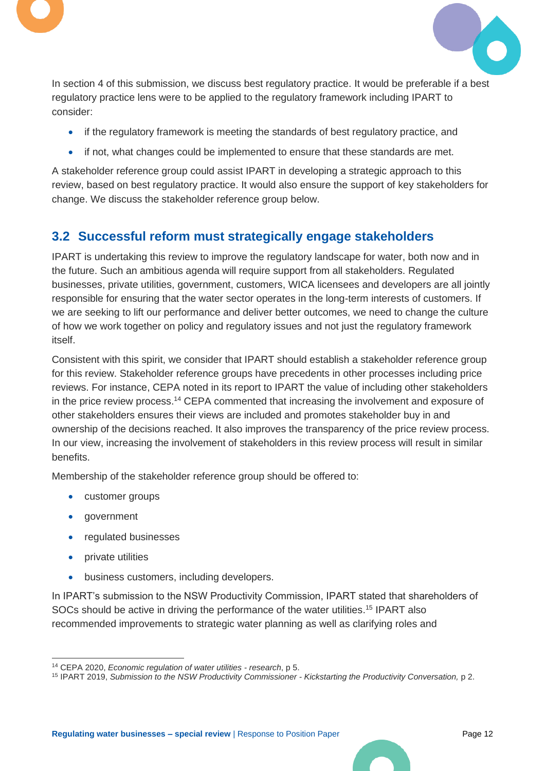In section 4 of this submission, we discuss best regulatory practice. It would be preferable if a best regulatory practice lens were to be applied to the regulatory framework including IPART to consider:

- if the regulatory framework is meeting the standards of best regulatory practice, and
- if not, what changes could be implemented to ensure that these standards are met.

A stakeholder reference group could assist IPART in developing a strategic approach to this review, based on best regulatory practice. It would also ensure the support of key stakeholders for change. We discuss the stakeholder reference group below.

## 3.2 Successful reform must strategically engage stakeholders

IPART is undertaking this review to improve the regulatory landscape for water, both now and in the future. Such an ambitious agenda will require support from all stakeholders. Regulated businesses, private utilities, government, customers, WICA licensees and developers are all jointly responsible for ensuring that the water sector operates in the long-term interests of customers. If we are seeking to lift our performance and deliver better outcomes, we need to change the culture of how we work together on policy and regulatory issues and not just the regulatory framework itself.

Consistent with this spirit, we consider that IPART should establish a stakeholder reference group for this review. Stakeholder reference groups have precedents in other processes including price reviews. For instance, CEPA noted in its report to IPART the value of including other stakeholders in the price review process.[14] CEPA commented that increasing the involvement and exposure of other stakeholders ensures their views are included and promotes stakeholder buy in and ownership of the decisions reached. It also improves the transparency of the price review process. In our view, increasing the involvement of stakeholders in this review process will result in similar benefits.

Membership of the stakeholder reference group should be offered to:

- customer groups
- government
- regulated businesses
- private utilities
- business customers, including developers.

In IPART's submission to the NSW Productivity Commission, IPART stated that shareholders of SOCs should be active in driving the performance of the water utilities.[15] IPART also recommended improvements to strategic water planning as well as clarifying roles and

---

[14] CEPA 2020, *Economic regulation of water utilities - research*, p 5.

[15] IPART 2019, *Submission to the NSW Productivity Commissioner - Kickstarting the Productivity Conversation,* p 2.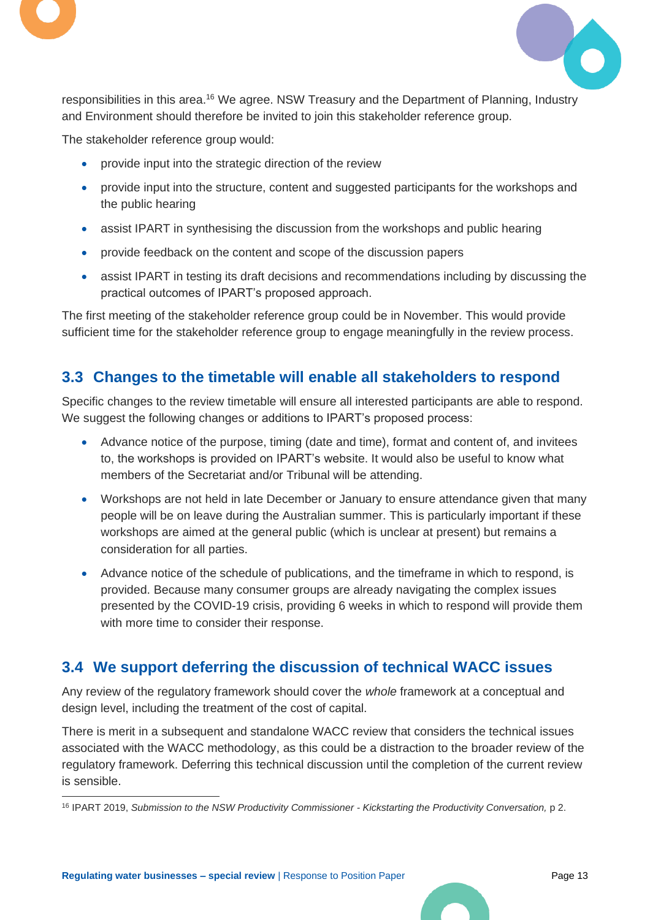responsibilities in this area.[16] We agree. NSW Treasury and the Department of Planning, Industry and Environment should therefore be invited to join this stakeholder reference group.

The stakeholder reference group would:

- provide input into the strategic direction of the review
- provide input into the structure, content and suggested participants for the workshops and the public hearing
- assist IPART in synthesising the discussion from the workshops and public hearing
- provide feedback on the content and scope of the discussion papers
- assist IPART in testing its draft decisions and recommendations including by discussing the practical outcomes of IPART's proposed approach.

The first meeting of the stakeholder reference group could be in November. This would provide sufficient time for the stakeholder reference group to engage meaningfully in the review process.

## 3.3 Changes to the timetable will enable all stakeholders to respond

Specific changes to the review timetable will ensure all interested participants are able to respond. We suggest the following changes or additions to IPART's proposed process:

- Advance notice of the purpose, timing (date and time), format and content of, and invitees to, the workshops is provided on IPART's website. It would also be useful to know what members of the Secretariat and/or Tribunal will be attending.
- Workshops are not held in late December or January to ensure attendance given that many people will be on leave during the Australian summer. This is particularly important if these workshops are aimed at the general public (which is unclear at present) but remains a consideration for all parties.
- Advance notice of the schedule of publications, and the timeframe in which to respond, is provided. Because many consumer groups are already navigating the complex issues presented by the COVID-19 crisis, providing 6 weeks in which to respond will provide them with more time to consider their response.

## 3.4 We support deferring the discussion of technical WACC issues

Any review of the regulatory framework should cover the *whole* framework at a conceptual and design level, including the treatment of the cost of capital.

There is merit in a subsequent and standalone WACC review that considers the technical issues associated with the WACC methodology, as this could be a distraction to the broader review of the regulatory framework. Deferring this technical discussion until the completion of the current review is sensible.

---

[16] IPART 2019, *Submission to the NSW Productivity Commissioner - Kickstarting the Productivity Conversation,* p 2.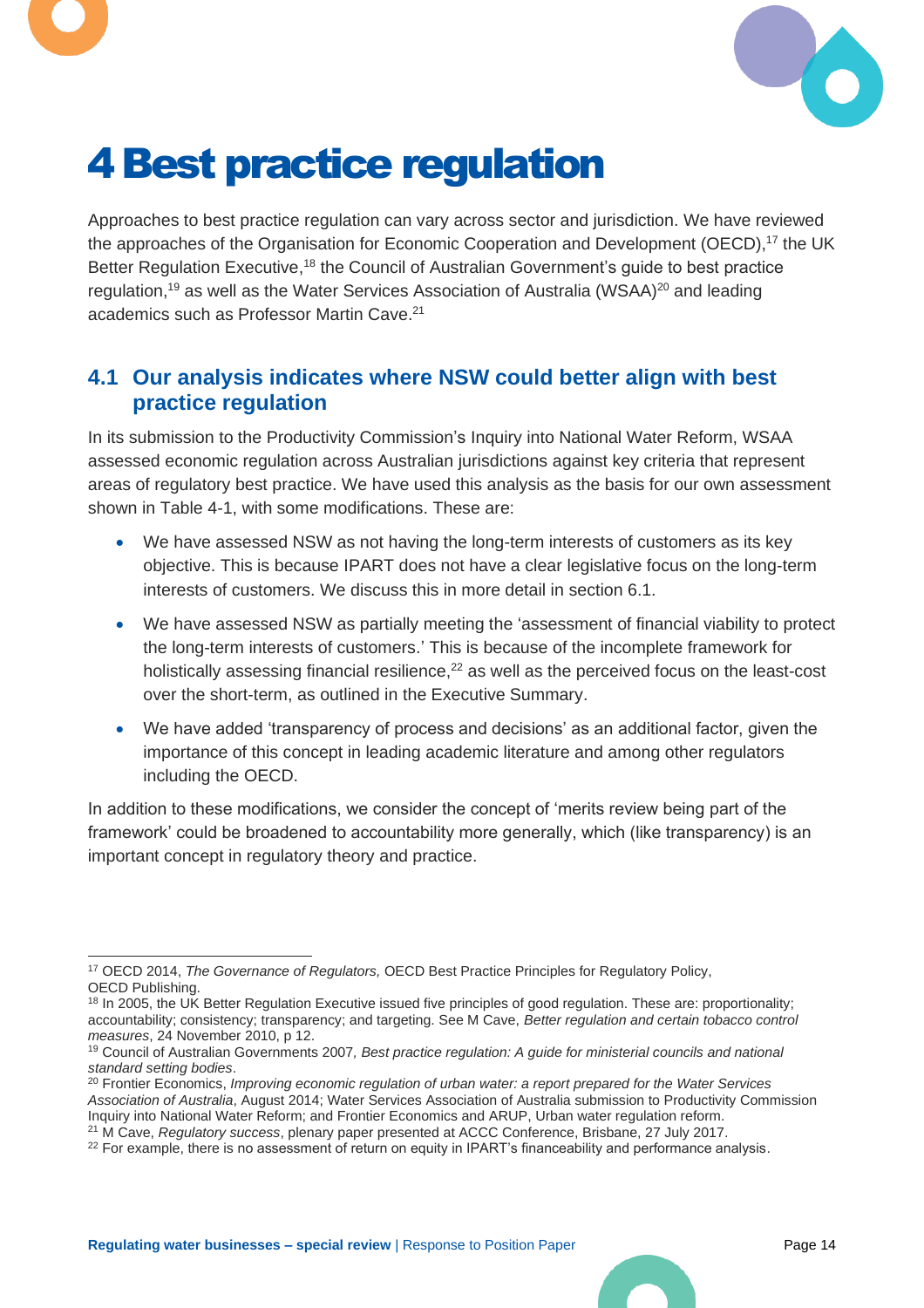# 4 Best practice regulation

Approaches to best practice regulation can vary across sector and jurisdiction. We have reviewed the approaches of the Organisation for Economic Cooperation and Development (OECD),[17] the UK Better Regulation Executive,[18] the Council of Australian Government's guide to best practice regulation,[19] as well as the Water Services Association of Australia (WSAA)[20] and leading academics such as Professor Martin Cave.[21]

## 4.1 Our analysis indicates where NSW could better align with best practice regulation

In its submission to the Productivity Commission's Inquiry into National Water Reform, WSAA assessed economic regulation across Australian jurisdictions against key criteria that represent areas of regulatory best practice. We have used this analysis as the basis for our own assessment shown in Table 4-1, with some modifications. These are:

- We have assessed NSW as not having the long-term interests of customers as its key objective. This is because IPART does not have a clear legislative focus on the long-term interests of customers. We discuss this in more detail in section 6.1.
- We have assessed NSW as partially meeting the 'assessment of financial viability to protect the long-term interests of customers.' This is because of the incomplete framework for holistically assessing financial resilience,[22] as well as the perceived focus on the least-cost over the short-term, as outlined in the Executive Summary.
- We have added 'transparency of process and decisions' as an additional factor, given the importance of this concept in leading academic literature and among other regulators including the OECD.

In addition to these modifications, we consider the concept of 'merits review being part of the framework' could be broadened to accountability more generally, which (like transparency) is an important concept in regulatory theory and practice.

---

[17] OECD 2014, *The Governance of Regulators,* OECD Best Practice Principles for Regulatory Policy, OECD Publishing.

[18] In 2005, the UK Better Regulation Executive issued five principles of good regulation. These are: proportionality; accountability; consistency; transparency; and targeting. See M Cave, *Better regulation and certain tobacco control measures*, 24 November 2010, p 12.

[19] Council of Australian Governments 2007*, Best practice regulation: A guide for ministerial councils and national standard setting bodies*.

[20] Frontier Economics, *Improving economic regulation of urban water: a report prepared for the Water Services Association of Australia*, August 2014; Water Services Association of Australia submission to Productivity Commission Inquiry into National Water Reform; and Frontier Economics and ARUP, Urban water regulation reform.

[21] M Cave, *Regulatory success*, plenary paper presented at ACCC Conference, Brisbane, 27 July 2017.

[22] For example, there is no assessment of return on equity in IPART's financeability and performance analysis.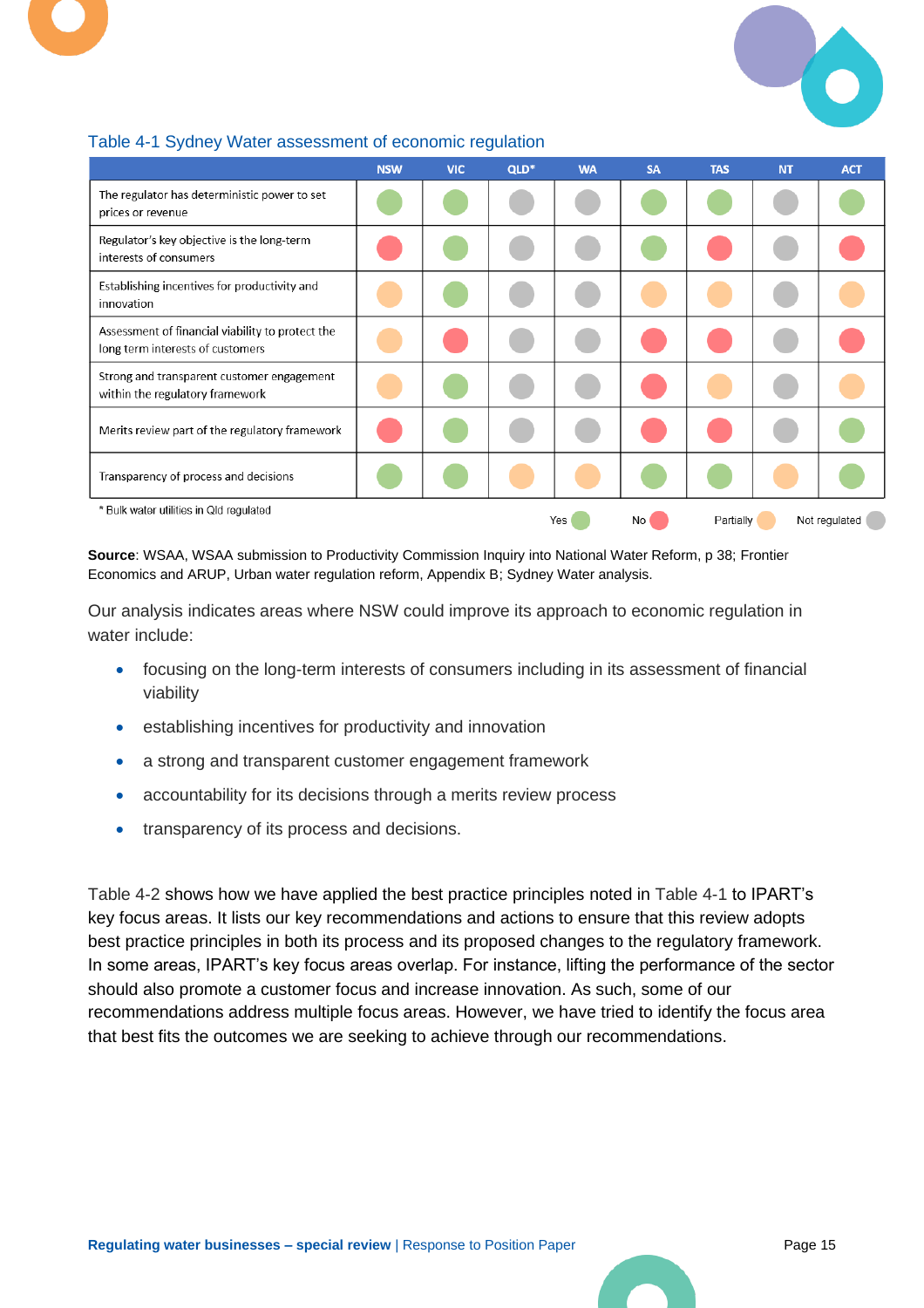Table 4-1 Sydney Water assessment of economic regulation

| | NSW | VIC | QLD* | WA | SA | TAS | NT | ACT |
|---|---|---|---|---|---|---|---|---|
| The regulator has deterministic power to set prices or revenue | Yes | Yes | Not regulated | Not regulated | Yes | Yes | Not regulated | Yes |
| Regulator's key objective is the long-term interests of consumers | No | Yes | Not regulated | Not regulated | Yes | No | Not regulated | No |
| Establishing incentives for productivity and innovation | Partially | Yes | Not regulated | Not regulated | Partially | Partially | Not regulated | Partially |
| Assessment of financial viability to protect the long term interests of customers | Partially | No | Not regulated | Not regulated | No | No | Not regulated | No |
| Strong and transparent customer engagement within the regulatory framework | Partially | Yes | Not regulated | Not regulated | No | Partially | Not regulated | Partially |
| Merits review part of the regulatory framework | No | Yes | Not regulated | Not regulated | No | No | Not regulated | Yes |
| Transparency of process and decisions | Yes | Yes | Partially | Partially | Yes | Yes | Partially | Yes |

\* Bulk water utilities in Qld regulated

**Source**: WSAA, WSAA submission to Productivity Commission Inquiry into National Water Reform, p 38; Frontier Economics and ARUP, Urban water regulation reform, Appendix B; Sydney Water analysis.

Our analysis indicates areas where NSW could improve its approach to economic regulation in water include:

- focusing on the long-term interests of consumers including in its assessment of financial viability
- establishing incentives for productivity and innovation
- a strong and transparent customer engagement framework
- accountability for its decisions through a merits review process
- transparency of its process and decisions.

Table 4-2 shows how we have applied the best practice principles noted in Table 4-1 to IPART's key focus areas. It lists our key recommendations and actions to ensure that this review adopts best practice principles in both its process and its proposed changes to the regulatory framework. In some areas, IPART's key focus areas overlap. For instance, lifting the performance of the sector should also promote a customer focus and increase innovation. As such, some of our recommendations address multiple focus areas. However, we have tried to identify the focus area that best fits the outcomes we are seeking to achieve through our recommendations.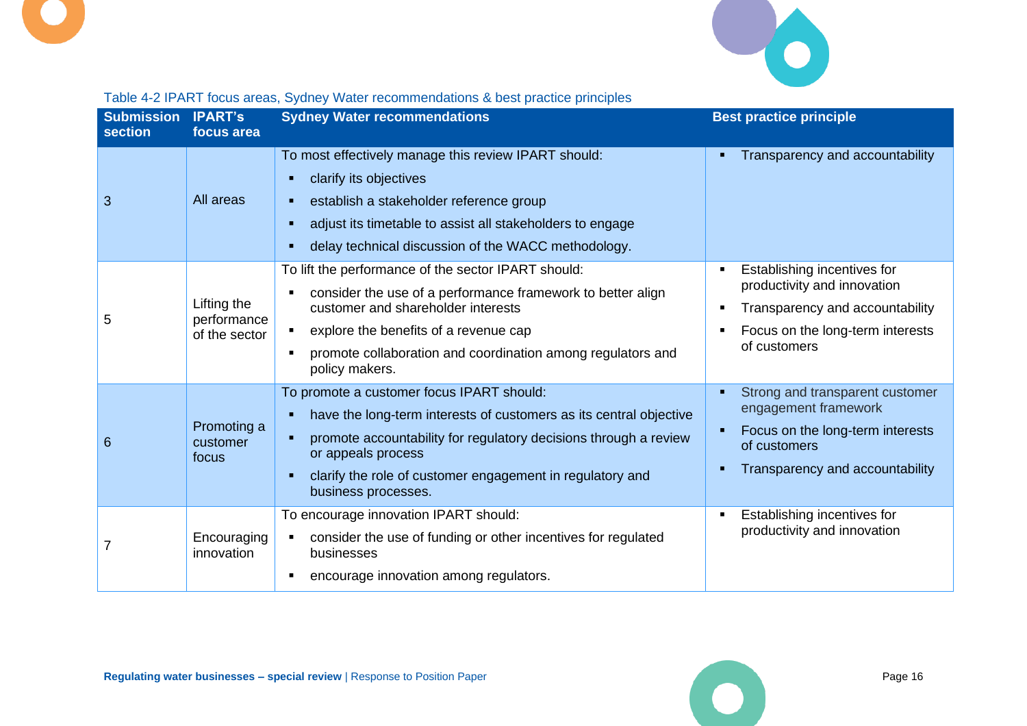Table 4-2 IPART focus areas, Sydney Water recommendations & best practice principles

| Submission section | IPART's focus area | Sydney Water recommendations | Best practice principle |
|---|---|---|---|
| 3 | All areas | To most effectively manage this review IPART should:<br>▪ clarify its objectives<br>▪ establish a stakeholder reference group<br>▪ adjust its timetable to assist all stakeholders to engage<br>▪ delay technical discussion of the WACC methodology. | ▪ Transparency and accountability |
| 5 | Lifting the performance of the sector | To lift the performance of the sector IPART should:<br>▪ consider the use of a performance framework to better align customer and shareholder interests<br>▪ explore the benefits of a revenue cap<br>▪ promote collaboration and coordination among regulators and policy makers. | ▪ Establishing incentives for productivity and innovation<br>▪ Transparency and accountability<br>▪ Focus on the long-term interests of customers |
| 6 | Promoting a customer focus | To promote a customer focus IPART should:<br>▪ have the long-term interests of customers as its central objective<br>▪ promote accountability for regulatory decisions through a review or appeals process<br>▪ clarify the role of customer engagement in regulatory and business processes. | ▪ Strong and transparent customer engagement framework<br>▪ Focus on the long-term interests of customers<br>▪ Transparency and accountability |
| 7 | Encouraging innovation | To encourage innovation IPART should:<br>▪ consider the use of funding or other incentives for regulated businesses<br>▪ encourage innovation among regulators. | ▪ Establishing incentives for productivity and innovation |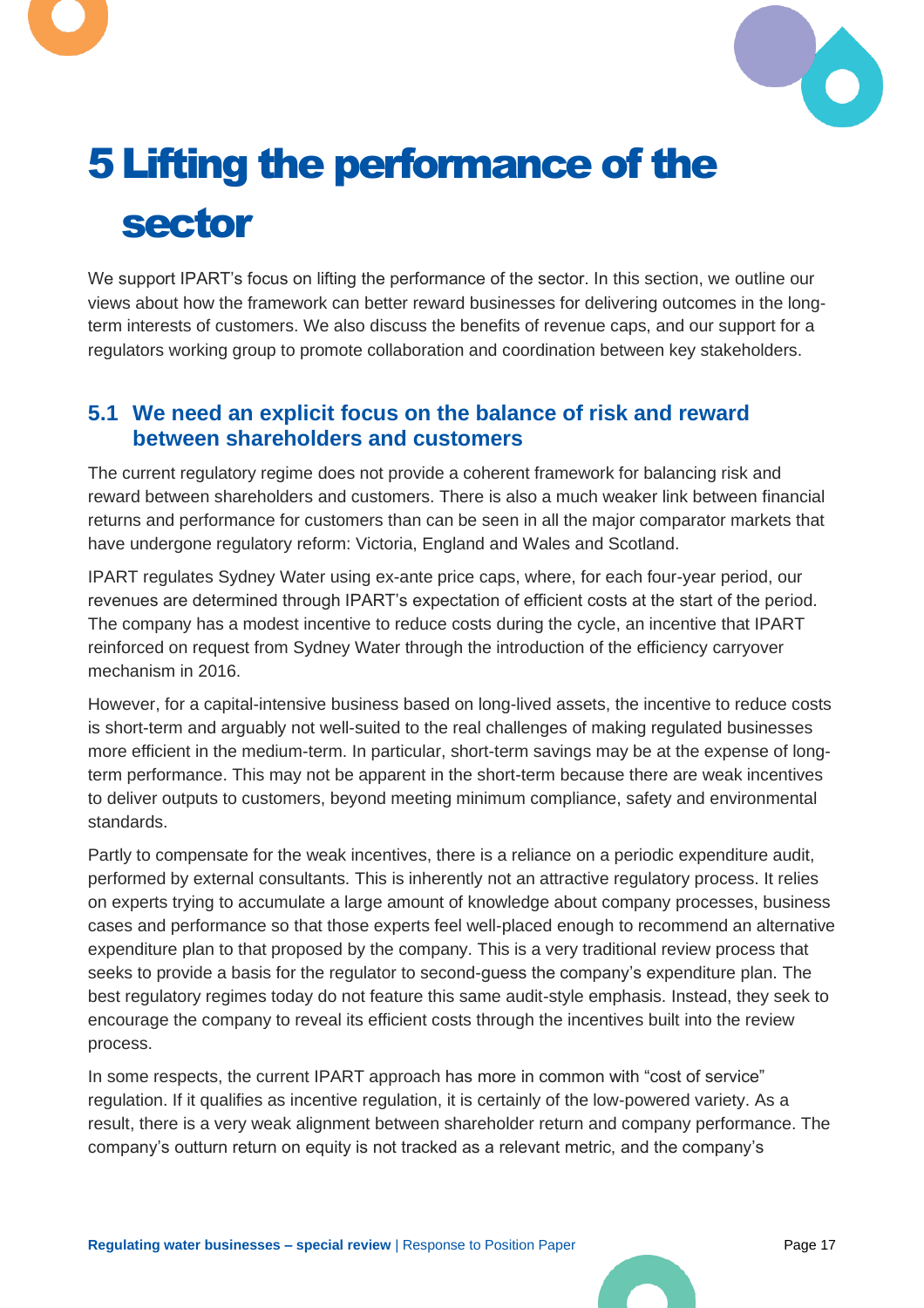# 5 Lifting the performance of the sector

We support IPART's focus on lifting the performance of the sector. In this section, we outline our views about how the framework can better reward businesses for delivering outcomes in the long-term interests of customers. We also discuss the benefits of revenue caps, and our support for a regulators working group to promote collaboration and coordination between key stakeholders.

## 5.1 We need an explicit focus on the balance of risk and reward between shareholders and customers

The current regulatory regime does not provide a coherent framework for balancing risk and reward between shareholders and customers. There is also a much weaker link between financial returns and performance for customers than can be seen in all the major comparator markets that have undergone regulatory reform: Victoria, England and Wales and Scotland.

IPART regulates Sydney Water using ex-ante price caps, where, for each four-year period, our revenues are determined through IPART's expectation of efficient costs at the start of the period. The company has a modest incentive to reduce costs during the cycle, an incentive that IPART reinforced on request from Sydney Water through the introduction of the efficiency carryover mechanism in 2016.

However, for a capital-intensive business based on long-lived assets, the incentive to reduce costs is short-term and arguably not well-suited to the real challenges of making regulated businesses more efficient in the medium-term. In particular, short-term savings may be at the expense of long-term performance. This may not be apparent in the short-term because there are weak incentives to deliver outputs to customers, beyond meeting minimum compliance, safety and environmental standards.

Partly to compensate for the weak incentives, there is a reliance on a periodic expenditure audit, performed by external consultants. This is inherently not an attractive regulatory process. It relies on experts trying to accumulate a large amount of knowledge about company processes, business cases and performance so that those experts feel well-placed enough to recommend an alternative expenditure plan to that proposed by the company. This is a very traditional review process that seeks to provide a basis for the regulator to second-guess the company's expenditure plan. The best regulatory regimes today do not feature this same audit-style emphasis. Instead, they seek to encourage the company to reveal its efficient costs through the incentives built into the review process.

In some respects, the current IPART approach has more in common with "cost of service" regulation. If it qualifies as incentive regulation, it is certainly of the low-powered variety. As a result, there is a very weak alignment between shareholder return and company performance. The company's outturn return on equity is not tracked as a relevant metric, and the company's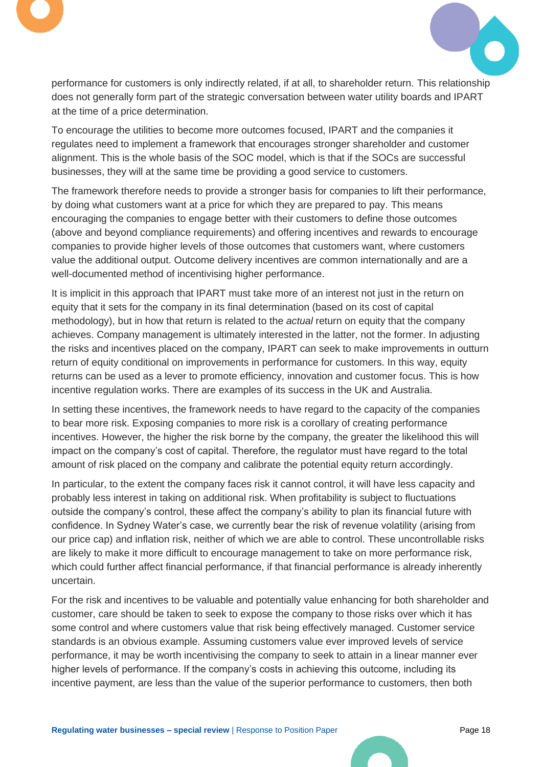performance for customers is only indirectly related, if at all, to shareholder return. This relationship does not generally form part of the strategic conversation between water utility boards and IPART at the time of a price determination.

To encourage the utilities to become more outcomes focused, IPART and the companies it regulates need to implement a framework that encourages stronger shareholder and customer alignment. This is the whole basis of the SOC model, which is that if the SOCs are successful businesses, they will at the same time be providing a good service to customers.

The framework therefore needs to provide a stronger basis for companies to lift their performance, by doing what customers want at a price for which they are prepared to pay. This means encouraging the companies to engage better with their customers to define those outcomes (above and beyond compliance requirements) and offering incentives and rewards to encourage companies to provide higher levels of those outcomes that customers want, where customers value the additional output. Outcome delivery incentives are common internationally and are a well-documented method of incentivising higher performance.

It is implicit in this approach that IPART must take more of an interest not just in the return on equity that it sets for the company in its final determination (based on its cost of capital methodology), but in how that return is related to the *actual* return on equity that the company achieves. Company management is ultimately interested in the latter, not the former. In adjusting the risks and incentives placed on the company, IPART can seek to make improvements in outturn return of equity conditional on improvements in performance for customers. In this way, equity returns can be used as a lever to promote efficiency, innovation and customer focus. This is how incentive regulation works. There are examples of its success in the UK and Australia.

In setting these incentives, the framework needs to have regard to the capacity of the companies to bear more risk. Exposing companies to more risk is a corollary of creating performance incentives. However, the higher the risk borne by the company, the greater the likelihood this will impact on the company's cost of capital. Therefore, the regulator must have regard to the total amount of risk placed on the company and calibrate the potential equity return accordingly.

In particular, to the extent the company faces risk it cannot control, it will have less capacity and probably less interest in taking on additional risk. When profitability is subject to fluctuations outside the company's control, these affect the company's ability to plan its financial future with confidence. In Sydney Water's case, we currently bear the risk of revenue volatility (arising from our price cap) and inflation risk, neither of which we are able to control. These uncontrollable risks are likely to make it more difficult to encourage management to take on more performance risk, which could further affect financial performance, if that financial performance is already inherently uncertain.

For the risk and incentives to be valuable and potentially value enhancing for both shareholder and customer, care should be taken to seek to expose the company to those risks over which it has some control and where customers value that risk being effectively managed. Customer service standards is an obvious example. Assuming customers value ever improved levels of service performance, it may be worth incentivising the company to seek to attain in a linear manner ever higher levels of performance. If the company's costs in achieving this outcome, including its incentive payment, are less than the value of the superior performance to customers, then both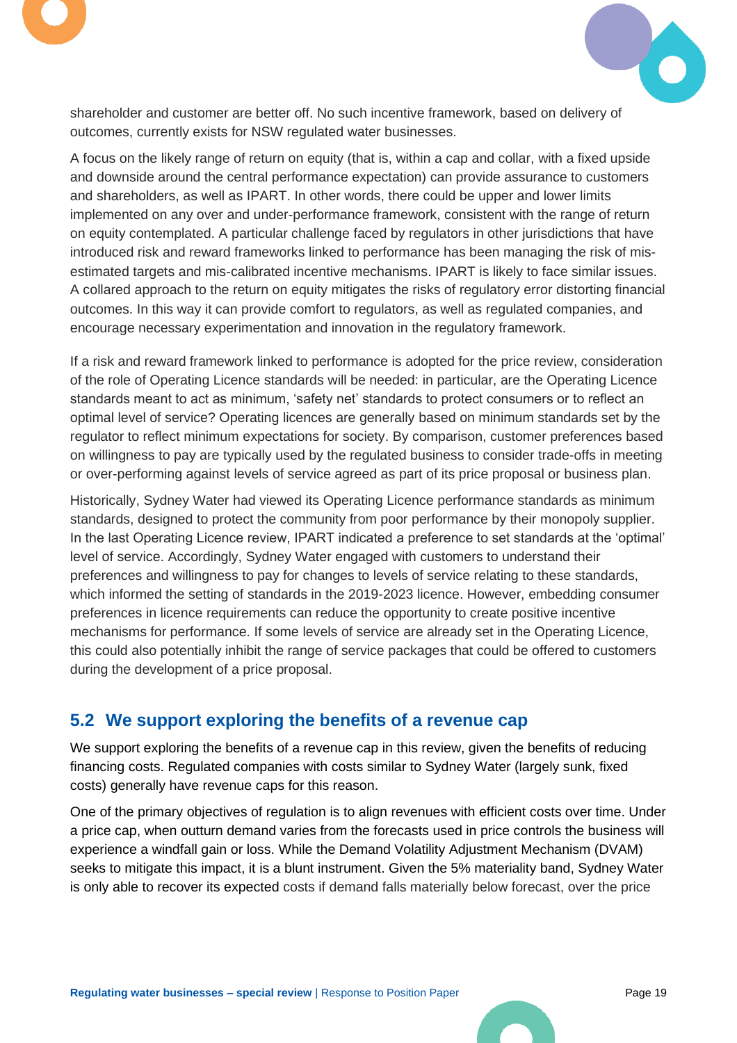shareholder and customer are better off. No such incentive framework, based on delivery of outcomes, currently exists for NSW regulated water businesses.

A focus on the likely range of return on equity (that is, within a cap and collar, with a fixed upside and downside around the central performance expectation) can provide assurance to customers and shareholders, as well as IPART. In other words, there could be upper and lower limits implemented on any over and under-performance framework, consistent with the range of return on equity contemplated. A particular challenge faced by regulators in other jurisdictions that have introduced risk and reward frameworks linked to performance has been managing the risk of mis-estimated targets and mis-calibrated incentive mechanisms. IPART is likely to face similar issues. A collared approach to the return on equity mitigates the risks of regulatory error distorting financial outcomes. In this way it can provide comfort to regulators, as well as regulated companies, and encourage necessary experimentation and innovation in the regulatory framework.

If a risk and reward framework linked to performance is adopted for the price review, consideration of the role of Operating Licence standards will be needed: in particular, are the Operating Licence standards meant to act as minimum, 'safety net' standards to protect consumers or to reflect an optimal level of service? Operating licences are generally based on minimum standards set by the regulator to reflect minimum expectations for society. By comparison, customer preferences based on willingness to pay are typically used by the regulated business to consider trade-offs in meeting or over-performing against levels of service agreed as part of its price proposal or business plan.

Historically, Sydney Water had viewed its Operating Licence performance standards as minimum standards, designed to protect the community from poor performance by their monopoly supplier. In the last Operating Licence review, IPART indicated a preference to set standards at the 'optimal' level of service. Accordingly, Sydney Water engaged with customers to understand their preferences and willingness to pay for changes to levels of service relating to these standards, which informed the setting of standards in the 2019-2023 licence. However, embedding consumer preferences in licence requirements can reduce the opportunity to create positive incentive mechanisms for performance. If some levels of service are already set in the Operating Licence, this could also potentially inhibit the range of service packages that could be offered to customers during the development of a price proposal.

## 5.2 We support exploring the benefits of a revenue cap

We support exploring the benefits of a revenue cap in this review, given the benefits of reducing financing costs. Regulated companies with costs similar to Sydney Water (largely sunk, fixed costs) generally have revenue caps for this reason.

One of the primary objectives of regulation is to align revenues with efficient costs over time. Under a price cap, when outturn demand varies from the forecasts used in price controls the business will experience a windfall gain or loss. While the Demand Volatility Adjustment Mechanism (DVAM) seeks to mitigate this impact, it is a blunt instrument. Given the 5% materiality band, Sydney Water is only able to recover its expected costs if demand falls materially below forecast, over the price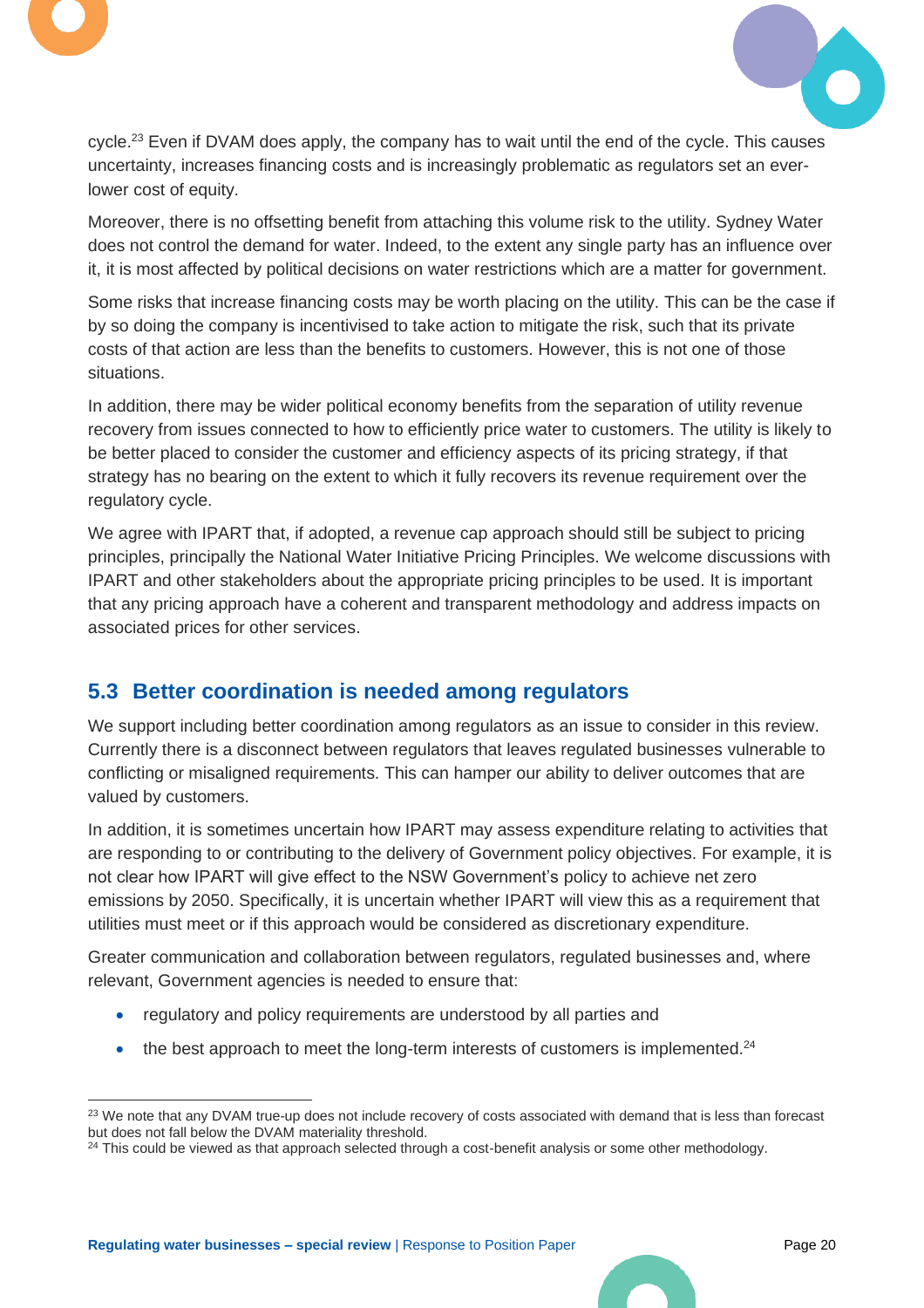cycle.[23] Even if DVAM does apply, the company has to wait until the end of the cycle. This causes uncertainty, increases financing costs and is increasingly problematic as regulators set an ever-lower cost of equity.

Moreover, there is no offsetting benefit from attaching this volume risk to the utility. Sydney Water does not control the demand for water. Indeed, to the extent any single party has an influence over it, it is most affected by political decisions on water restrictions which are a matter for government.

Some risks that increase financing costs may be worth placing on the utility. This can be the case if by so doing the company is incentivised to take action to mitigate the risk, such that its private costs of that action are less than the benefits to customers. However, this is not one of those situations.

In addition, there may be wider political economy benefits from the separation of utility revenue recovery from issues connected to how to efficiently price water to customers. The utility is likely to be better placed to consider the customer and efficiency aspects of its pricing strategy, if that strategy has no bearing on the extent to which it fully recovers its revenue requirement over the regulatory cycle.

We agree with IPART that, if adopted, a revenue cap approach should still be subject to pricing principles, principally the National Water Initiative Pricing Principles. We welcome discussions with IPART and other stakeholders about the appropriate pricing principles to be used. It is important that any pricing approach have a coherent and transparent methodology and address impacts on associated prices for other services.

## 5.3 Better coordination is needed among regulators

We support including better coordination among regulators as an issue to consider in this review. Currently there is a disconnect between regulators that leaves regulated businesses vulnerable to conflicting or misaligned requirements. This can hamper our ability to deliver outcomes that are valued by customers.

In addition, it is sometimes uncertain how IPART may assess expenditure relating to activities that are responding to or contributing to the delivery of Government policy objectives. For example, it is not clear how IPART will give effect to the NSW Government's policy to achieve net zero emissions by 2050. Specifically, it is uncertain whether IPART will view this as a requirement that utilities must meet or if this approach would be considered as discretionary expenditure.

Greater communication and collaboration between regulators, regulated businesses and, where relevant, Government agencies is needed to ensure that:

- regulatory and policy requirements are understood by all parties and
- the best approach to meet the long-term interests of customers is implemented.[24]

---

[23] We note that any DVAM true-up does not include recovery of costs associated with demand that is less than forecast but does not fall below the DVAM materiality threshold.

[24] This could be viewed as that approach selected through a cost-benefit analysis or some other methodology.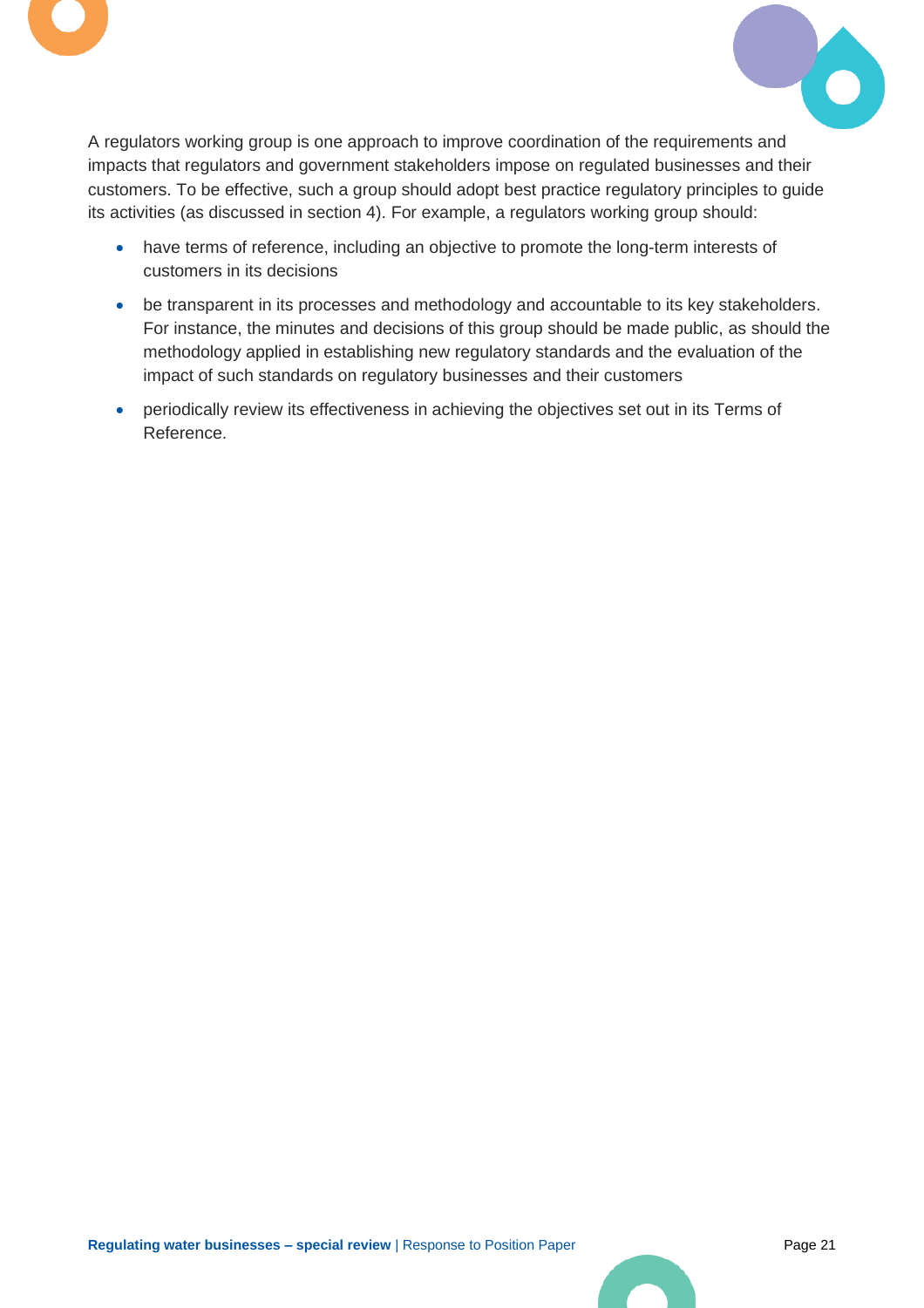A regulators working group is one approach to improve coordination of the requirements and impacts that regulators and government stakeholders impose on regulated businesses and their customers. To be effective, such a group should adopt best practice regulatory principles to guide its activities (as discussed in section 4). For example, a regulators working group should:

- have terms of reference, including an objective to promote the long-term interests of customers in its decisions
- be transparent in its processes and methodology and accountable to its key stakeholders. For instance, the minutes and decisions of this group should be made public, as should the methodology applied in establishing new regulatory standards and the evaluation of the impact of such standards on regulatory businesses and their customers
- periodically review its effectiveness in achieving the objectives set out in its Terms of Reference.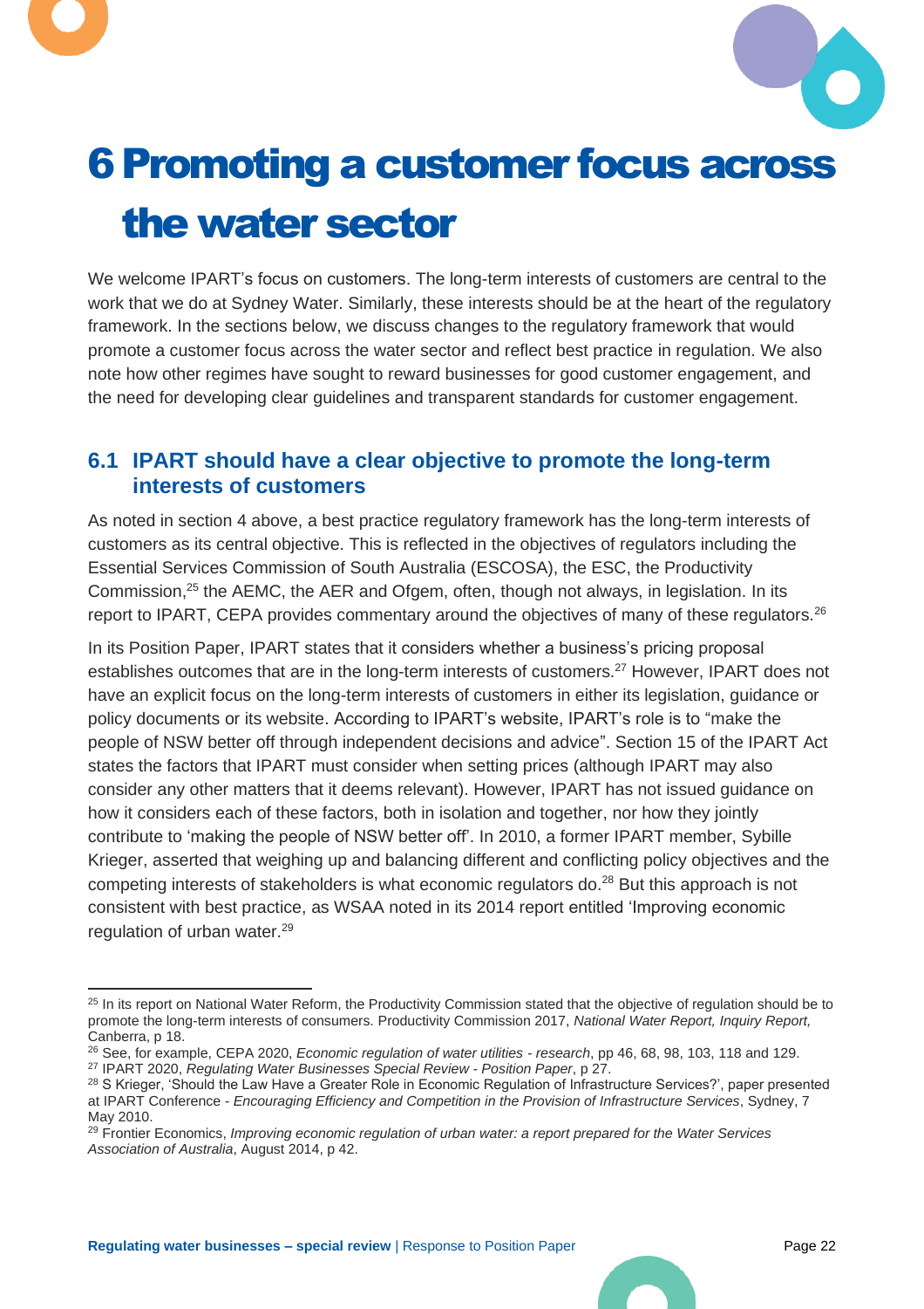# 6 Promoting a customer focus across the water sector

We welcome IPART's focus on customers. The long-term interests of customers are central to the work that we do at Sydney Water. Similarly, these interests should be at the heart of the regulatory framework. In the sections below, we discuss changes to the regulatory framework that would promote a customer focus across the water sector and reflect best practice in regulation. We also note how other regimes have sought to reward businesses for good customer engagement, and the need for developing clear guidelines and transparent standards for customer engagement.

## 6.1 IPART should have a clear objective to promote the long-term interests of customers

As noted in section 4 above, a best practice regulatory framework has the long-term interests of customers as its central objective. This is reflected in the objectives of regulators including the Essential Services Commission of South Australia (ESCOSA), the ESC, the Productivity Commission,[25] the AEMC, the AER and Ofgem, often, though not always, in legislation. In its report to IPART, CEPA provides commentary around the objectives of many of these regulators.[26]

In its Position Paper, IPART states that it considers whether a business's pricing proposal establishes outcomes that are in the long-term interests of customers.[27] However, IPART does not have an explicit focus on the long-term interests of customers in either its legislation, guidance or policy documents or its website. According to IPART's website, IPART's role is to "make the people of NSW better off through independent decisions and advice". Section 15 of the IPART Act states the factors that IPART must consider when setting prices (although IPART may also consider any other matters that it deems relevant). However, IPART has not issued guidance on how it considers each of these factors, both in isolation and together, nor how they jointly contribute to 'making the people of NSW better off'. In 2010, a former IPART member, Sybille Krieger, asserted that weighing up and balancing different and conflicting policy objectives and the competing interests of stakeholders is what economic regulators do.[28] But this approach is not consistent with best practice, as WSAA noted in its 2014 report entitled 'Improving economic regulation of urban water.[29]

---

[25] In its report on National Water Reform, the Productivity Commission stated that the objective of regulation should be to promote the long-term interests of consumers. Productivity Commission 2017, *National Water Report, Inquiry Report,* Canberra, p 18.

[26] See, for example, CEPA 2020, *Economic regulation of water utilities - research*, pp 46, 68, 98, 103, 118 and 129.

[27] IPART 2020, *Regulating Water Businesses Special Review - Position Paper*, p 27.

[28] S Krieger, 'Should the Law Have a Greater Role in Economic Regulation of Infrastructure Services?', paper presented at IPART Conference - *Encouraging Efficiency and Competition in the Provision of Infrastructure Services*, Sydney, 7 May 2010.

[29] Frontier Economics, *Improving economic regulation of urban water: a report prepared for the Water Services Association of Australia*, August 2014, p 42.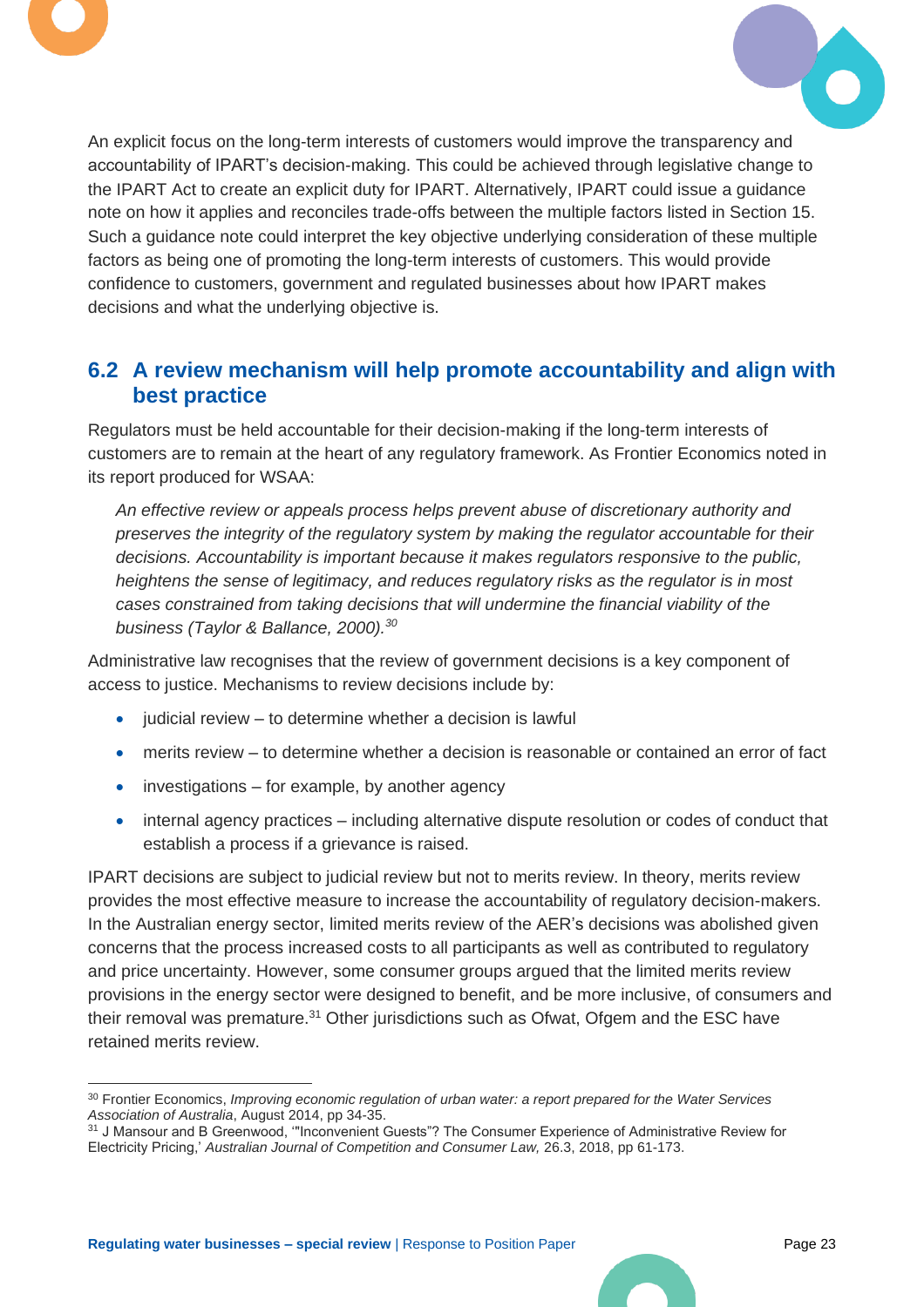An explicit focus on the long-term interests of customers would improve the transparency and accountability of IPART's decision-making. This could be achieved through legislative change to the IPART Act to create an explicit duty for IPART. Alternatively, IPART could issue a guidance note on how it applies and reconciles trade-offs between the multiple factors listed in Section 15. Such a guidance note could interpret the key objective underlying consideration of these multiple factors as being one of promoting the long-term interests of customers. This would provide confidence to customers, government and regulated businesses about how IPART makes decisions and what the underlying objective is.

## 6.2 A review mechanism will help promote accountability and align with best practice

Regulators must be held accountable for their decision-making if the long-term interests of customers are to remain at the heart of any regulatory framework. As Frontier Economics noted in its report produced for WSAA:

> *An effective review or appeals process helps prevent abuse of discretionary authority and preserves the integrity of the regulatory system by making the regulator accountable for their decisions. Accountability is important because it makes regulators responsive to the public, heightens the sense of legitimacy, and reduces regulatory risks as the regulator is in most cases constrained from taking decisions that will undermine the financial viability of the business (Taylor & Ballance, 2000).*[30]

Administrative law recognises that the review of government decisions is a key component of access to justice. Mechanisms to review decisions include by:

- judicial review – to determine whether a decision is lawful
- merits review – to determine whether a decision is reasonable or contained an error of fact
- investigations – for example, by another agency
- internal agency practices – including alternative dispute resolution or codes of conduct that establish a process if a grievance is raised.

IPART decisions are subject to judicial review but not to merits review. In theory, merits review provides the most effective measure to increase the accountability of regulatory decision-makers. In the Australian energy sector, limited merits review of the AER's decisions was abolished given concerns that the process increased costs to all participants as well as contributed to regulatory and price uncertainty. However, some consumer groups argued that the limited merits review provisions in the energy sector were designed to benefit, and be more inclusive, of consumers and their removal was premature.[31] Other jurisdictions such as Ofwat, Ofgem and the ESC have retained merits review.

---

[30] Frontier Economics, *Improving economic regulation of urban water: a report prepared for the Water Services Association of Australia*, August 2014, pp 34-35.

[31] J Mansour and B Greenwood, '"Inconvenient Guests"? The Consumer Experience of Administrative Review for Electricity Pricing,' *Australian Journal of Competition and Consumer Law,* 26.3, 2018, pp 61-173.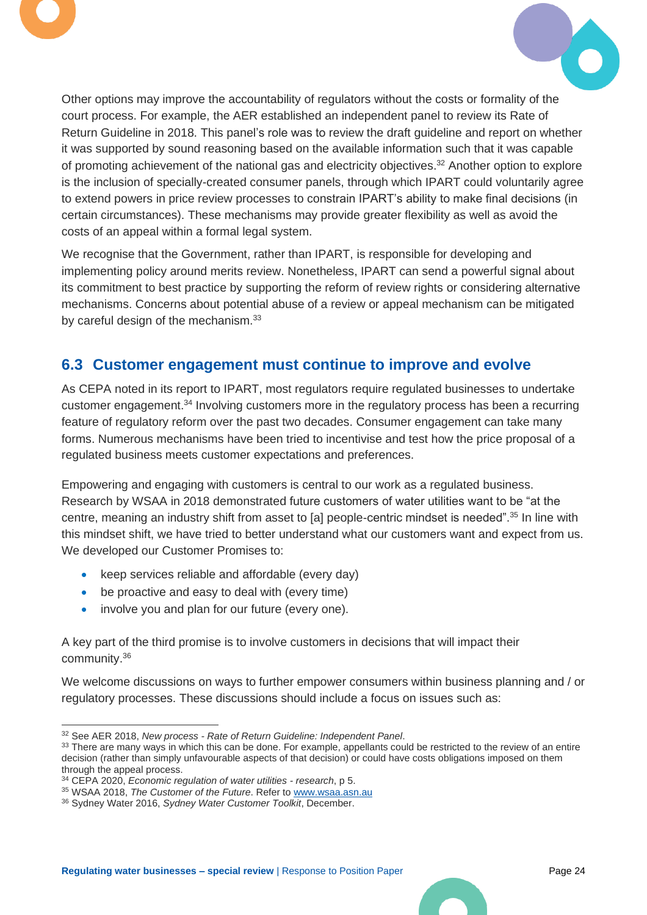Other options may improve the accountability of regulators without the costs or formality of the court process. For example, the AER established an independent panel to review its Rate of Return Guideline in 2018. This panel's role was to review the draft guideline and report on whether it was supported by sound reasoning based on the available information such that it was capable of promoting achievement of the national gas and electricity objectives.[32] Another option to explore is the inclusion of specially-created consumer panels, through which IPART could voluntarily agree to extend powers in price review processes to constrain IPART's ability to make final decisions (in certain circumstances). These mechanisms may provide greater flexibility as well as avoid the costs of an appeal within a formal legal system.

We recognise that the Government, rather than IPART, is responsible for developing and implementing policy around merits review. Nonetheless, IPART can send a powerful signal about its commitment to best practice by supporting the reform of review rights or considering alternative mechanisms. Concerns about potential abuse of a review or appeal mechanism can be mitigated by careful design of the mechanism.[33]

## 6.3 Customer engagement must continue to improve and evolve

As CEPA noted in its report to IPART, most regulators require regulated businesses to undertake customer engagement.[34] Involving customers more in the regulatory process has been a recurring feature of regulatory reform over the past two decades. Consumer engagement can take many forms. Numerous mechanisms have been tried to incentivise and test how the price proposal of a regulated business meets customer expectations and preferences.

Empowering and engaging with customers is central to our work as a regulated business. Research by WSAA in 2018 demonstrated future customers of water utilities want to be "at the centre, meaning an industry shift from asset to [a] people-centric mindset is needed".[35] In line with this mindset shift, we have tried to better understand what our customers want and expect from us. We developed our Customer Promises to:

- keep services reliable and affordable (every day)
- be proactive and easy to deal with (every time)
- involve you and plan for our future (every one).

A key part of the third promise is to involve customers in decisions that will impact their community.[36]

We welcome discussions on ways to further empower consumers within business planning and / or regulatory processes. These discussions should include a focus on issues such as:

---

[32] See AER 2018, *New process - Rate of Return Guideline: Independent Panel*.

[33] There are many ways in which this can be done. For example, appellants could be restricted to the review of an entire decision (rather than simply unfavourable aspects of that decision) or could have costs obligations imposed on them through the appeal process.

[34] CEPA 2020, *Economic regulation of water utilities - research*, p 5.

[35] WSAA 2018, *The Customer of the Future*. Refer to www.wsaa.asn.au

[36] Sydney Water 2016, *Sydney Water Customer Toolkit*, December.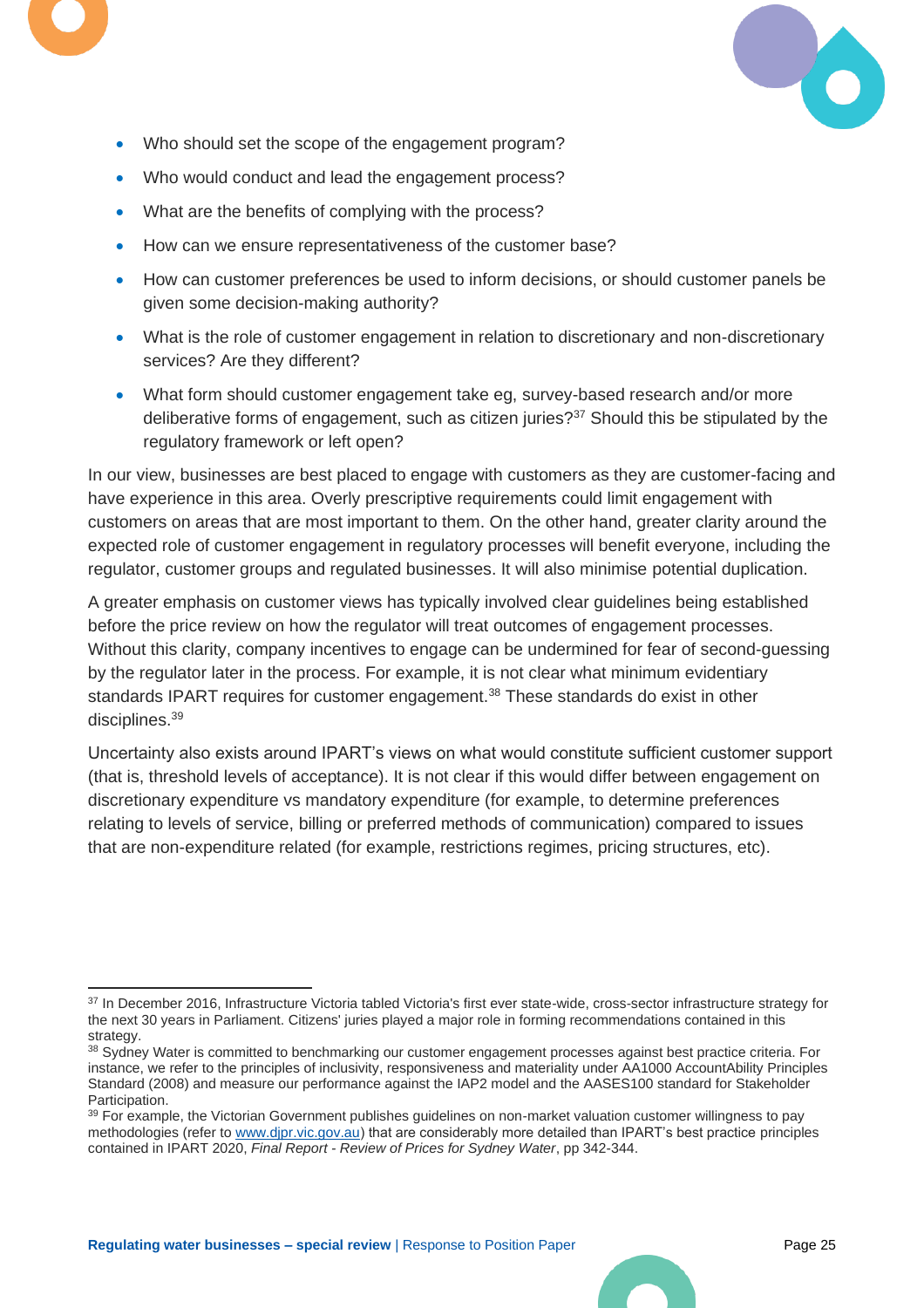- Who should set the scope of the engagement program?
- Who would conduct and lead the engagement process?
- What are the benefits of complying with the process?
- How can we ensure representativeness of the customer base?
- How can customer preferences be used to inform decisions, or should customer panels be given some decision-making authority?
- What is the role of customer engagement in relation to discretionary and non-discretionary services? Are they different?
- What form should customer engagement take eg, survey-based research and/or more deliberative forms of engagement, such as citizen juries?[37] Should this be stipulated by the regulatory framework or left open?

In our view, businesses are best placed to engage with customers as they are customer-facing and have experience in this area. Overly prescriptive requirements could limit engagement with customers on areas that are most important to them. On the other hand, greater clarity around the expected role of customer engagement in regulatory processes will benefit everyone, including the regulator, customer groups and regulated businesses. It will also minimise potential duplication.

A greater emphasis on customer views has typically involved clear guidelines being established before the price review on how the regulator will treat outcomes of engagement processes. Without this clarity, company incentives to engage can be undermined for fear of second-guessing by the regulator later in the process. For example, it is not clear what minimum evidentiary standards IPART requires for customer engagement.[38] These standards do exist in other disciplines.[39]

Uncertainty also exists around IPART's views on what would constitute sufficient customer support (that is, threshold levels of acceptance). It is not clear if this would differ between engagement on discretionary expenditure vs mandatory expenditure (for example, to determine preferences relating to levels of service, billing or preferred methods of communication) compared to issues that are non-expenditure related (for example, restrictions regimes, pricing structures, etc).

---

[37] In December 2016, Infrastructure Victoria tabled Victoria's first ever state-wide, cross-sector infrastructure strategy for the next 30 years in Parliament. Citizens' juries played a major role in forming recommendations contained in this strategy.

[38] Sydney Water is committed to benchmarking our customer engagement processes against best practice criteria. For instance, we refer to the principles of inclusivity, responsiveness and materiality under AA1000 AccountAbility Principles Standard (2008) and measure our performance against the IAP2 model and the AASES100 standard for Stakeholder Participation.

[39] For example, the Victorian Government publishes guidelines on non-market valuation customer willingness to pay methodologies (refer to www.djpr.vic.gov.au) that are considerably more detailed than IPART's best practice principles contained in IPART 2020, *Final Report - Review of Prices for Sydney Water*, pp 342-344.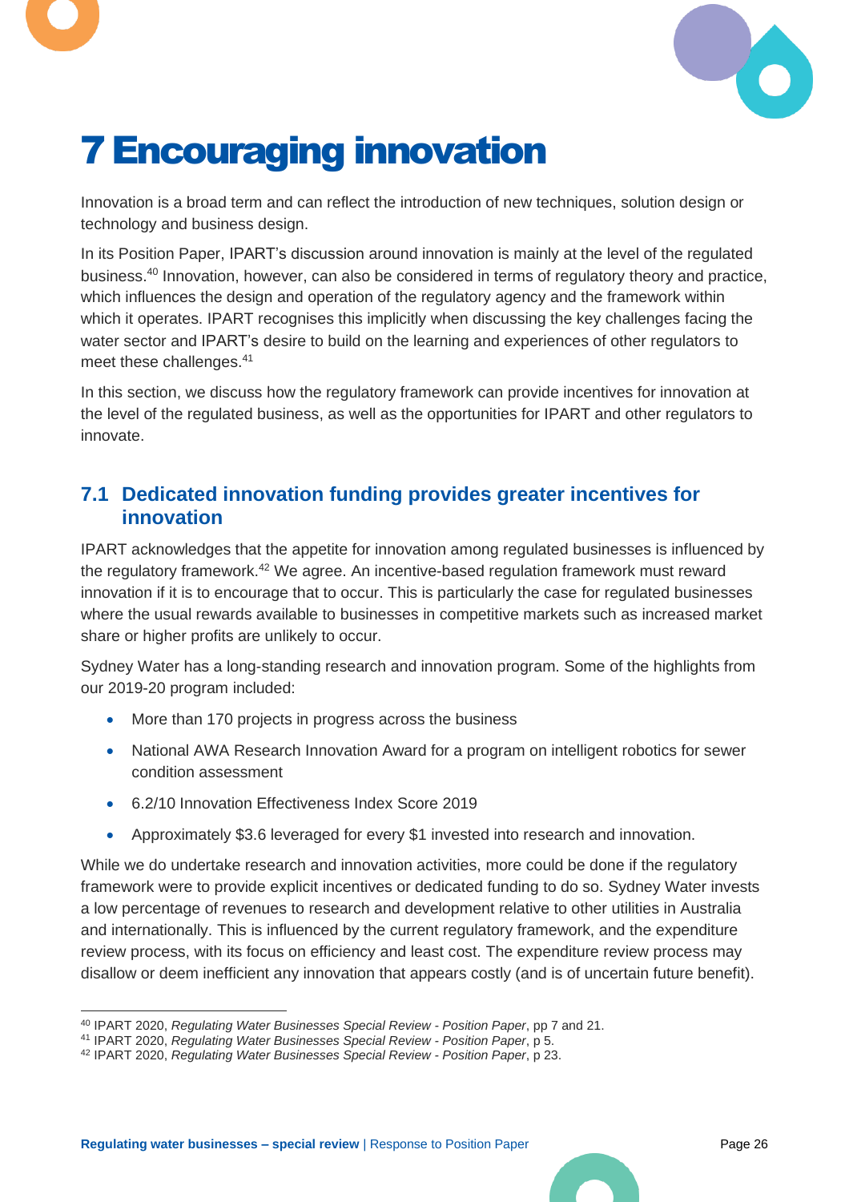# 7 Encouraging innovation

Innovation is a broad term and can reflect the introduction of new techniques, solution design or technology and business design.

In its Position Paper, IPART's discussion around innovation is mainly at the level of the regulated business.[40] Innovation, however, can also be considered in terms of regulatory theory and practice, which influences the design and operation of the regulatory agency and the framework within which it operates. IPART recognises this implicitly when discussing the key challenges facing the water sector and IPART's desire to build on the learning and experiences of other regulators to meet these challenges.[41]

In this section, we discuss how the regulatory framework can provide incentives for innovation at the level of the regulated business, as well as the opportunities for IPART and other regulators to innovate.

## 7.1 Dedicated innovation funding provides greater incentives for innovation

IPART acknowledges that the appetite for innovation among regulated businesses is influenced by the regulatory framework.[42] We agree. An incentive-based regulation framework must reward innovation if it is to encourage that to occur. This is particularly the case for regulated businesses where the usual rewards available to businesses in competitive markets such as increased market share or higher profits are unlikely to occur.

Sydney Water has a long-standing research and innovation program. Some of the highlights from our 2019-20 program included:

- More than 170 projects in progress across the business
- National AWA Research Innovation Award for a program on intelligent robotics for sewer condition assessment
- 6.2/10 Innovation Effectiveness Index Score 2019
- Approximately $3.6 leveraged for every $1 invested into research and innovation.

While we do undertake research and innovation activities, more could be done if the regulatory framework were to provide explicit incentives or dedicated funding to do so. Sydney Water invests a low percentage of revenues to research and development relative to other utilities in Australia and internationally. This is influenced by the current regulatory framework, and the expenditure review process, with its focus on efficiency and least cost. The expenditure review process may disallow or deem inefficient any innovation that appears costly (and is of uncertain future benefit).

---

[40] IPART 2020, *Regulating Water Businesses Special Review - Position Paper*, pp 7 and 21.

[41] IPART 2020, *Regulating Water Businesses Special Review - Position Paper*, p 5.

[42] IPART 2020, *Regulating Water Businesses Special Review - Position Paper*, p 23.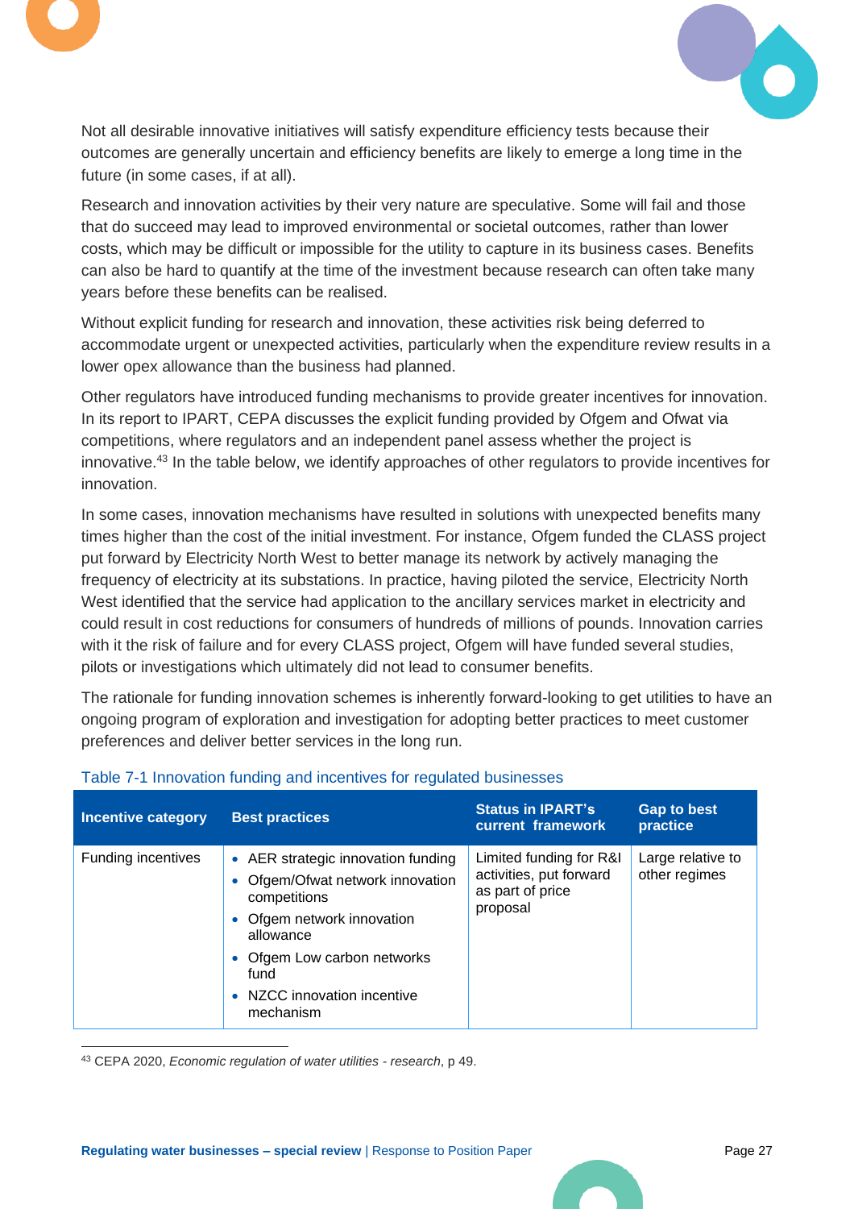Not all desirable innovative initiatives will satisfy expenditure efficiency tests because their outcomes are generally uncertain and efficiency benefits are likely to emerge a long time in the future (in some cases, if at all).

Research and innovation activities by their very nature are speculative. Some will fail and those that do succeed may lead to improved environmental or societal outcomes, rather than lower costs, which may be difficult or impossible for the utility to capture in its business cases. Benefits can also be hard to quantify at the time of the investment because research can often take many years before these benefits can be realised.

Without explicit funding for research and innovation, these activities risk being deferred to accommodate urgent or unexpected activities, particularly when the expenditure review results in a lower opex allowance than the business had planned.

Other regulators have introduced funding mechanisms to provide greater incentives for innovation. In its report to IPART, CEPA discusses the explicit funding provided by Ofgem and Ofwat via competitions, where regulators and an independent panel assess whether the project is innovative.[43] In the table below, we identify approaches of other regulators to provide incentives for innovation.

In some cases, innovation mechanisms have resulted in solutions with unexpected benefits many times higher than the cost of the initial investment. For instance, Ofgem funded the CLASS project put forward by Electricity North West to better manage its network by actively managing the frequency of electricity at its substations. In practice, having piloted the service, Electricity North West identified that the service had application to the ancillary services market in electricity and could result in cost reductions for consumers of hundreds of millions of pounds. Innovation carries with it the risk of failure and for every CLASS project, Ofgem will have funded several studies, pilots or investigations which ultimately did not lead to consumer benefits.

The rationale for funding innovation schemes is inherently forward-looking to get utilities to have an ongoing program of exploration and investigation for adopting better practices to meet customer preferences and deliver better services in the long run.

Table 7-1 Innovation funding and incentives for regulated businesses

| Incentive category | Best practices | Status in IPART's current framework | Gap to best practice |
|---|---|---|---|
| Funding incentives | • AER strategic innovation funding<br>• Ofgem/Ofwat network innovation competitions<br>• Ofgem network innovation allowance<br>• Ofgem Low carbon networks fund<br>• NZCC innovation incentive mechanism | Limited funding for R&I activities, put forward as part of price proposal | Large relative to other regimes |

[43] CEPA 2020, *Economic regulation of water utilities - research*, p 49.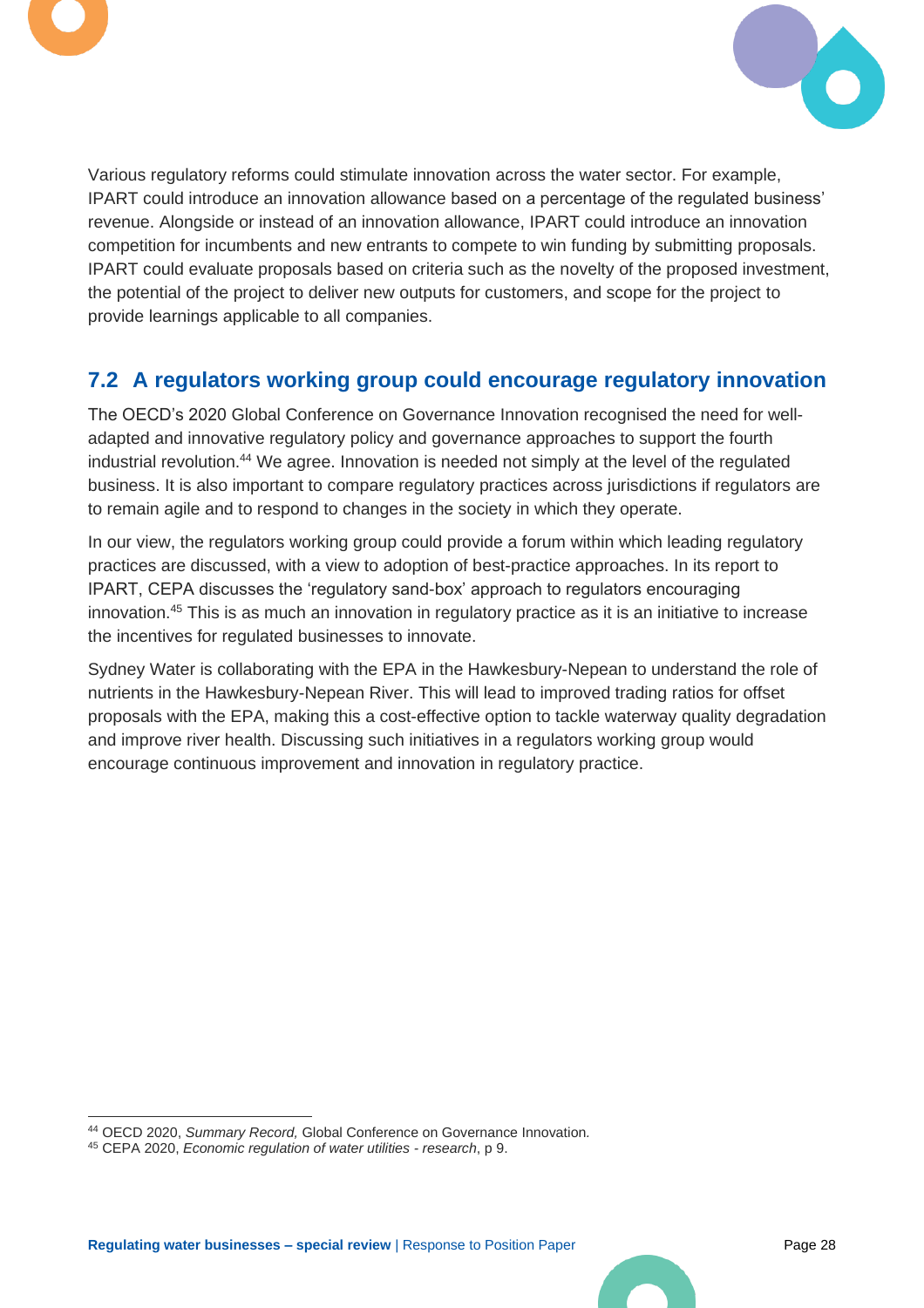Various regulatory reforms could stimulate innovation across the water sector. For example, IPART could introduce an innovation allowance based on a percentage of the regulated business' revenue. Alongside or instead of an innovation allowance, IPART could introduce an innovation competition for incumbents and new entrants to compete to win funding by submitting proposals. IPART could evaluate proposals based on criteria such as the novelty of the proposed investment, the potential of the project to deliver new outputs for customers, and scope for the project to provide learnings applicable to all companies.

## 7.2 A regulators working group could encourage regulatory innovation

The OECD's 2020 Global Conference on Governance Innovation recognised the need for well-adapted and innovative regulatory policy and governance approaches to support the fourth industrial revolution.[44] We agree. Innovation is needed not simply at the level of the regulated business. It is also important to compare regulatory practices across jurisdictions if regulators are to remain agile and to respond to changes in the society in which they operate.

In our view, the regulators working group could provide a forum within which leading regulatory practices are discussed, with a view to adoption of best-practice approaches. In its report to IPART, CEPA discusses the 'regulatory sand-box' approach to regulators encouraging innovation.[45] This is as much an innovation in regulatory practice as it is an initiative to increase the incentives for regulated businesses to innovate.

Sydney Water is collaborating with the EPA in the Hawkesbury-Nepean to understand the role of nutrients in the Hawkesbury-Nepean River. This will lead to improved trading ratios for offset proposals with the EPA, making this a cost-effective option to tackle waterway quality degradation and improve river health. Discussing such initiatives in a regulators working group would encourage continuous improvement and innovation in regulatory practice.

---

[44] OECD 2020, *Summary Record,* Global Conference on Governance Innovation.

[45] CEPA 2020, *Economic regulation of water utilities - research*, p 9.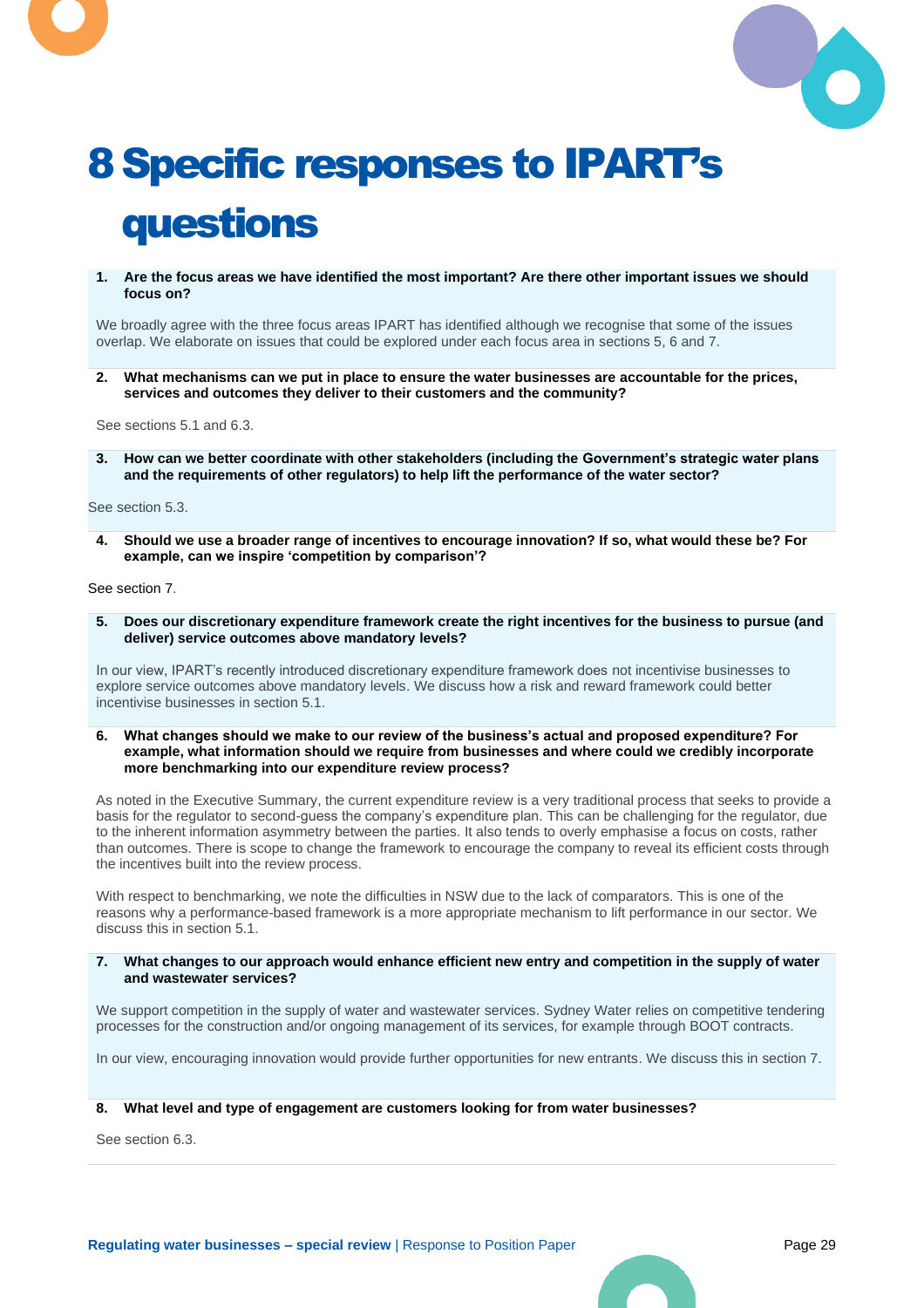# 8 Specific responses to IPART's questions

**1. Are the focus areas we have identified the most important? Are there other important issues we should focus on?**

We broadly agree with the three focus areas IPART has identified although we recognise that some of the issues overlap. We elaborate on issues that could be explored under each focus area in sections 5, 6 and 7.

**2. What mechanisms can we put in place to ensure the water businesses are accountable for the prices, services and outcomes they deliver to their customers and the community?**

See sections 5.1 and 6.3.

**3. How can we better coordinate with other stakeholders (including the Government's strategic water plans and the requirements of other regulators) to help lift the performance of the water sector?**

See section 5.3.

**4. Should we use a broader range of incentives to encourage innovation? If so, what would these be? For example, can we inspire 'competition by comparison'?**

See section 7.

**5. Does our discretionary expenditure framework create the right incentives for the business to pursue (and deliver) service outcomes above mandatory levels?**

In our view, IPART's recently introduced discretionary expenditure framework does not incentivise businesses to explore service outcomes above mandatory levels. We discuss how a risk and reward framework could better incentivise businesses in section 5.1.

**6. What changes should we make to our review of the business's actual and proposed expenditure? For example, what information should we require from businesses and where could we credibly incorporate more benchmarking into our expenditure review process?**

As noted in the Executive Summary, the current expenditure review is a very traditional process that seeks to provide a basis for the regulator to second-guess the company's expenditure plan. This can be challenging for the regulator, due to the inherent information asymmetry between the parties. It also tends to overly emphasise a focus on costs, rather than outcomes. There is scope to change the framework to encourage the company to reveal its efficient costs through the incentives built into the review process.

With respect to benchmarking, we note the difficulties in NSW due to the lack of comparators. This is one of the reasons why a performance-based framework is a more appropriate mechanism to lift performance in our sector. We discuss this in section 5.1.

**7. What changes to our approach would enhance efficient new entry and competition in the supply of water and wastewater services?**

We support competition in the supply of water and wastewater services. Sydney Water relies on competitive tendering processes for the construction and/or ongoing management of its services, for example through BOOT contracts.

In our view, encouraging innovation would provide further opportunities for new entrants. We discuss this in section 7.

**8. What level and type of engagement are customers looking for from water businesses?**

See section 6.3.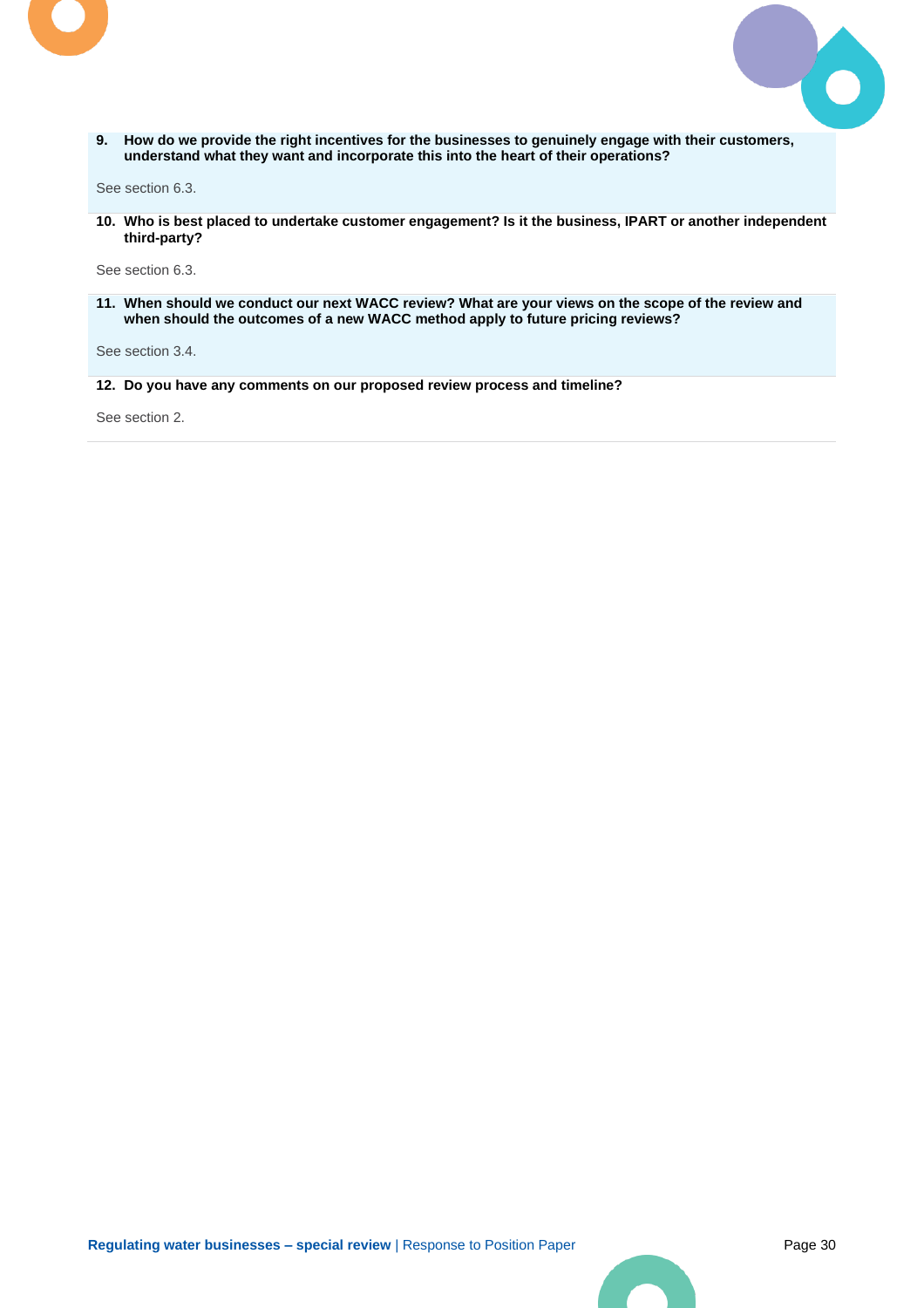**9. How do we provide the right incentives for the businesses to genuinely engage with their customers, understand what they want and incorporate this into the heart of their operations?**

See section 6.3.

**10. Who is best placed to undertake customer engagement? Is it the business, IPART or another independent third-party?**

See section 6.3.

**11. When should we conduct our next WACC review? What are your views on the scope of the review and when should the outcomes of a new WACC method apply to future pricing reviews?**

See section 3.4.

**12. Do you have any comments on our proposed review process and timeline?**

See section 2.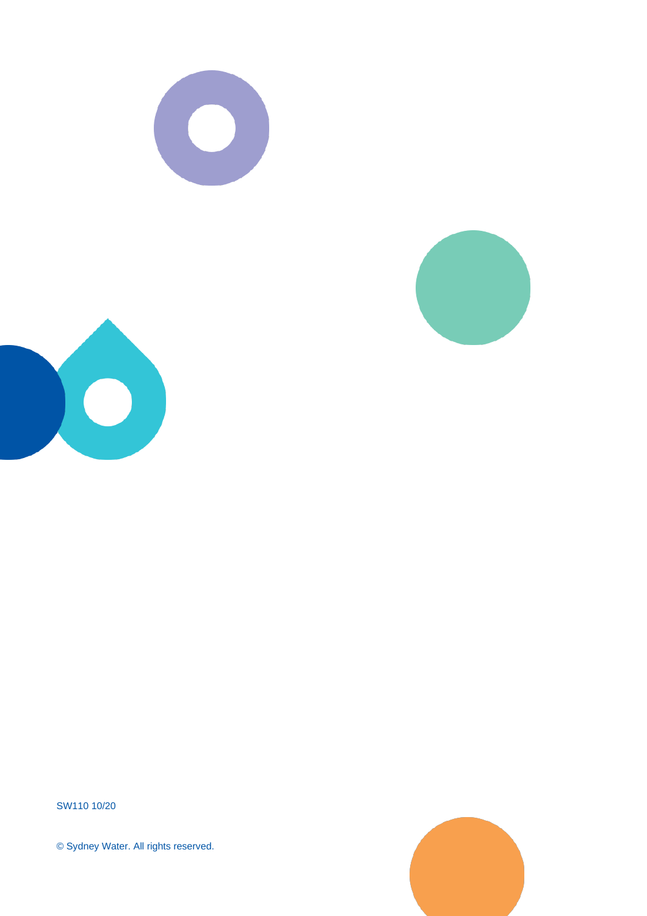SW110 10/20

© Sydney Water. All rights reserved.